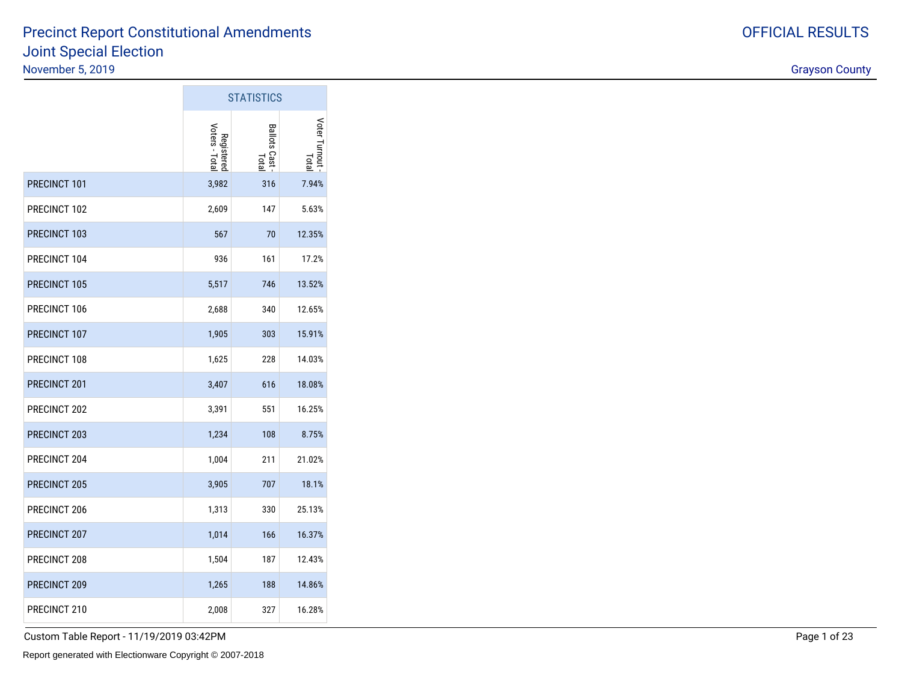# Precinct Report Constitutional Amendments

## Joint Special Election

November 5, 2019

OFFICIAL RESULTS

Grayson County

| | STATISTICS | | |
|---|---|---|---|
| | Registered Voters - Total | Ballots Cast - Total | Voter Turnout - Total |
| PRECINCT 101 | 3,982 | 316 | 7.94% |
| PRECINCT 102 | 2,609 | 147 | 5.63% |
| PRECINCT 103 | 567 | 70 | 12.35% |
| PRECINCT 104 | 936 | 161 | 17.2% |
| PRECINCT 105 | 5,517 | 746 | 13.52% |
| PRECINCT 106 | 2,688 | 340 | 12.65% |
| PRECINCT 107 | 1,905 | 303 | 15.91% |
| PRECINCT 108 | 1,625 | 228 | 14.03% |
| PRECINCT 201 | 3,407 | 616 | 18.08% |
| PRECINCT 202 | 3,391 | 551 | 16.25% |
| PRECINCT 203 | 1,234 | 108 | 8.75% |
| PRECINCT 204 | 1,004 | 211 | 21.02% |
| PRECINCT 205 | 3,905 | 707 | 18.1% |
| PRECINCT 206 | 1,313 | 330 | 25.13% |
| PRECINCT 207 | 1,014 | 166 | 16.37% |
| PRECINCT 208 | 1,504 | 187 | 12.43% |
| PRECINCT 209 | 1,265 | 188 | 14.86% |
| PRECINCT 210 | 2,008 | 327 | 16.28% |

Custom Table Report - 11/19/2019 03:42PM

Report generated with Electionware Copyright © 2007-2018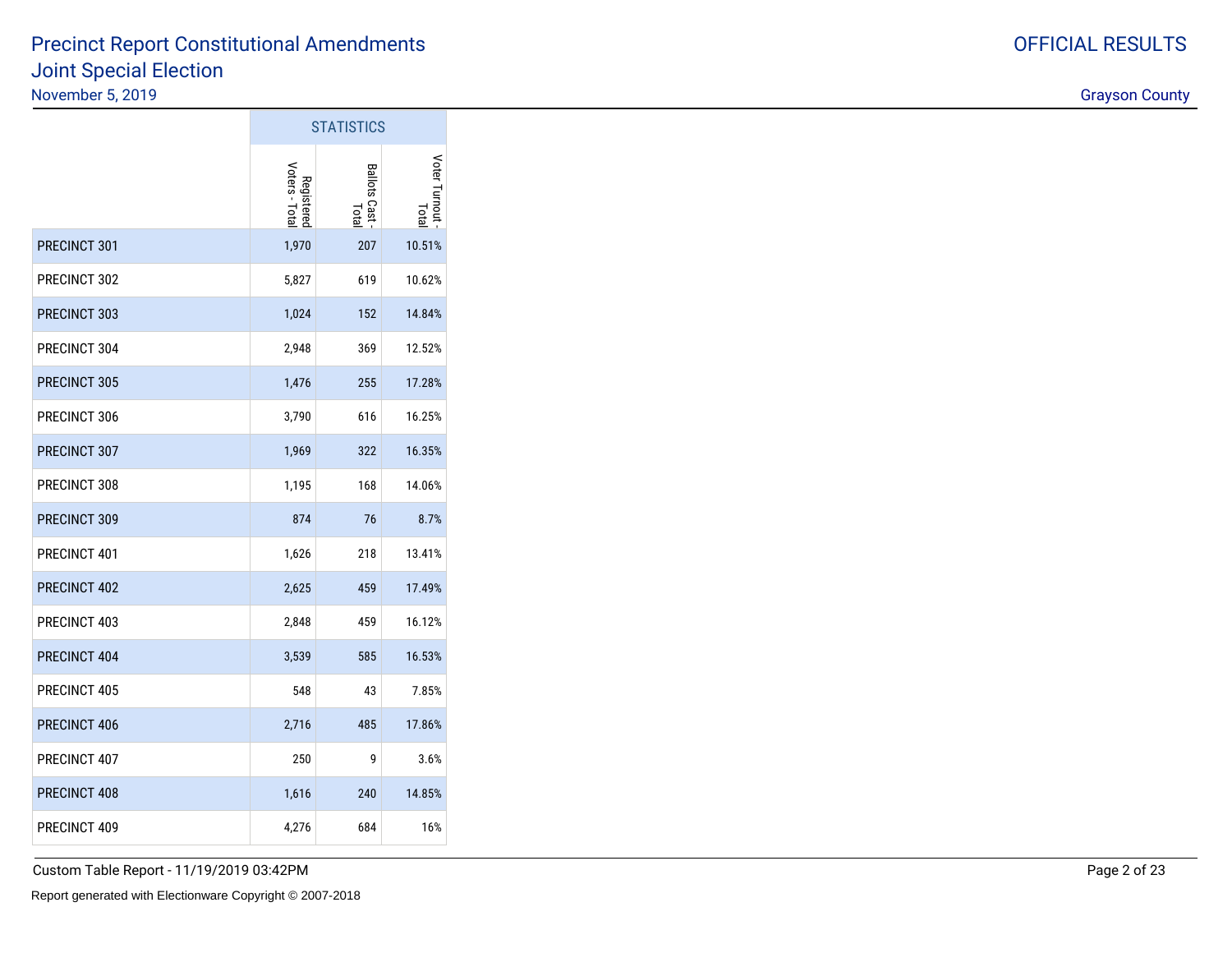# Precinct Report Constitutional Amendments Joint Special Election

November 5, 2019

OFFICIAL RESULTS

Grayson County

| | STATISTICS | | |
|---|---|---|---|
| | Registered Voters - Total | Ballots Cast - Total | Voter Turnout - Total |
| PRECINCT 301 | 1,970 | 207 | 10.51% |
| PRECINCT 302 | 5,827 | 619 | 10.62% |
| PRECINCT 303 | 1,024 | 152 | 14.84% |
| PRECINCT 304 | 2,948 | 369 | 12.52% |
| PRECINCT 305 | 1,476 | 255 | 17.28% |
| PRECINCT 306 | 3,790 | 616 | 16.25% |
| PRECINCT 307 | 1,969 | 322 | 16.35% |
| PRECINCT 308 | 1,195 | 168 | 14.06% |
| PRECINCT 309 | 874 | 76 | 8.7% |
| PRECINCT 401 | 1,626 | 218 | 13.41% |
| PRECINCT 402 | 2,625 | 459 | 17.49% |
| PRECINCT 403 | 2,848 | 459 | 16.12% |
| PRECINCT 404 | 3,539 | 585 | 16.53% |
| PRECINCT 405 | 548 | 43 | 7.85% |
| PRECINCT 406 | 2,716 | 485 | 17.86% |
| PRECINCT 407 | 250 | 9 | 3.6% |
| PRECINCT 408 | 1,616 | 240 | 14.85% |
| PRECINCT 409 | 4,276 | 684 | 16% |

Custom Table Report - 11/19/2019 03:42PM

Report generated with Electionware Copyright © 2007-2018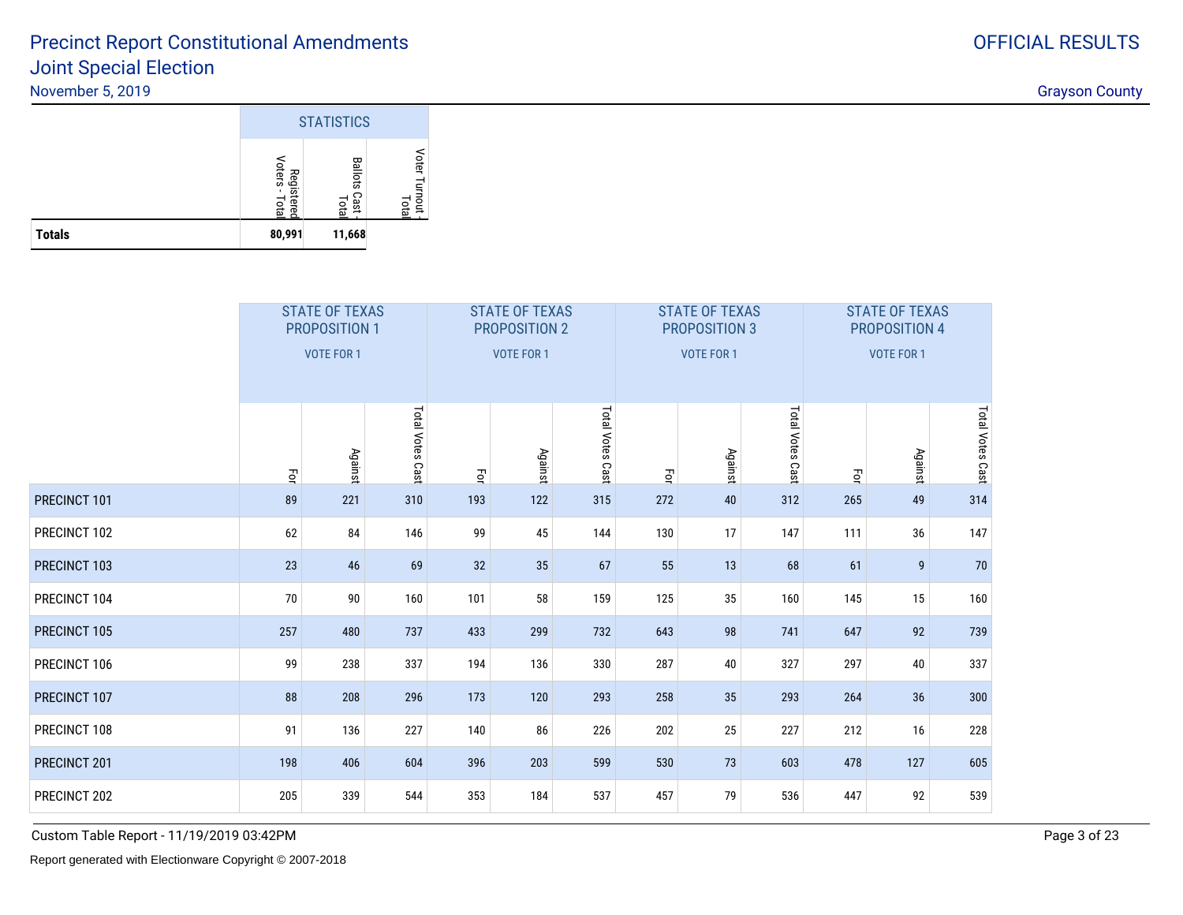# Precinct Report Constitutional Amendments

## Joint Special Election

November 5, 2019

OFFICIAL RESULTS

Grayson County

| | STATISTICS | | |
|---|---|---|---|
| | Registered Voters - Total | Ballots Cast - Total | Voter Turnout - Total |
| **Totals** | **80,991** | **11,668** | |

| | STATE OF TEXAS PROPOSITION 1 VOTE FOR 1 | | | STATE OF TEXAS PROPOSITION 2 VOTE FOR 1 | | | STATE OF TEXAS PROPOSITION 3 VOTE FOR 1 | | | STATE OF TEXAS PROPOSITION 4 VOTE FOR 1 | | |
|---|---|---|---|---|---|---|---|---|---|---|---|---|
| | For | Against | Total Votes Cast | For | Against | Total Votes Cast | For | Against | Total Votes Cast | For | Against | Total Votes Cast |
| PRECINCT 101 | 89 | 221 | 310 | 193 | 122 | 315 | 272 | 40 | 312 | 265 | 49 | 314 |
| PRECINCT 102 | 62 | 84 | 146 | 99 | 45 | 144 | 130 | 17 | 147 | 111 | 36 | 147 |
| PRECINCT 103 | 23 | 46 | 69 | 32 | 35 | 67 | 55 | 13 | 68 | 61 | 9 | 70 |
| PRECINCT 104 | 70 | 90 | 160 | 101 | 58 | 159 | 125 | 35 | 160 | 145 | 15 | 160 |
| PRECINCT 105 | 257 | 480 | 737 | 433 | 299 | 732 | 643 | 98 | 741 | 647 | 92 | 739 |
| PRECINCT 106 | 99 | 238 | 337 | 194 | 136 | 330 | 287 | 40 | 327 | 297 | 40 | 337 |
| PRECINCT 107 | 88 | 208 | 296 | 173 | 120 | 293 | 258 | 35 | 293 | 264 | 36 | 300 |
| PRECINCT 108 | 91 | 136 | 227 | 140 | 86 | 226 | 202 | 25 | 227 | 212 | 16 | 228 |
| PRECINCT 201 | 198 | 406 | 604 | 396 | 203 | 599 | 530 | 73 | 603 | 478 | 127 | 605 |
| PRECINCT 202 | 205 | 339 | 544 | 353 | 184 | 537 | 457 | 79 | 536 | 447 | 92 | 539 |

Custom Table Report - 11/19/2019 03:42PM

Report generated with Electionware Copyright © 2007-2018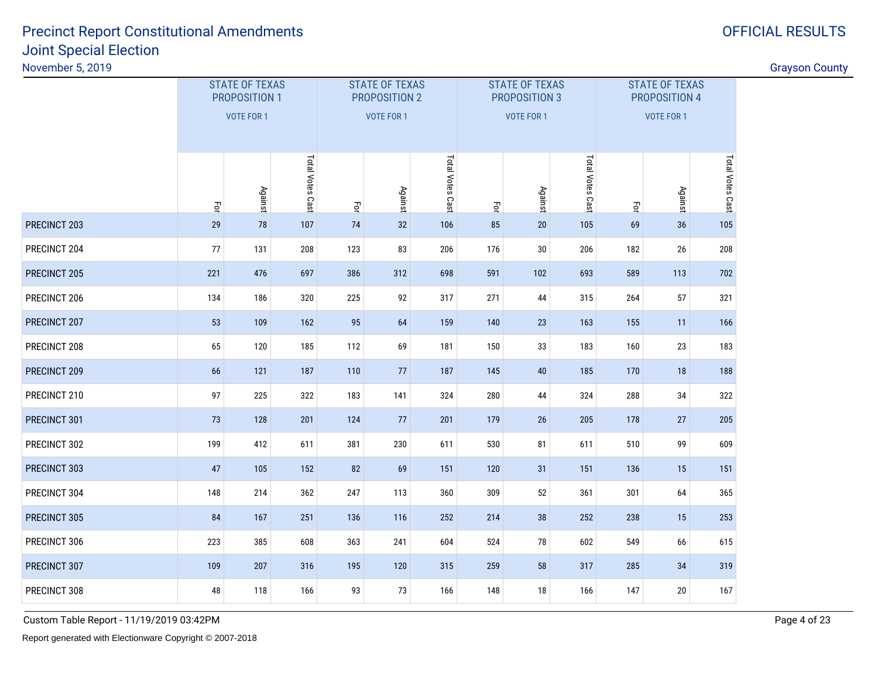# Precinct Report Constitutional Amendments

## Joint Special Election

November 5, 2019

OFFICIAL RESULTS

Grayson County

| | STATE OF TEXAS PROPOSITION 1 VOTE FOR 1 | | | STATE OF TEXAS PROPOSITION 2 VOTE FOR 1 | | | STATE OF TEXAS PROPOSITION 3 VOTE FOR 1 | | | STATE OF TEXAS PROPOSITION 4 VOTE FOR 1 | | |
|---|---|---|---|---|---|---|---|---|---|---|---|---|
| | For | Against | Total Votes Cast | For | Against | Total Votes Cast | For | Against | Total Votes Cast | For | Against | Total Votes Cast |
| PRECINCT 203 | 29 | 78 | 107 | 74 | 32 | 106 | 85 | 20 | 105 | 69 | 36 | 105 |
| PRECINCT 204 | 77 | 131 | 208 | 123 | 83 | 206 | 176 | 30 | 206 | 182 | 26 | 208 |
| PRECINCT 205 | 221 | 476 | 697 | 386 | 312 | 698 | 591 | 102 | 693 | 589 | 113 | 702 |
| PRECINCT 206 | 134 | 186 | 320 | 225 | 92 | 317 | 271 | 44 | 315 | 264 | 57 | 321 |
| PRECINCT 207 | 53 | 109 | 162 | 95 | 64 | 159 | 140 | 23 | 163 | 155 | 11 | 166 |
| PRECINCT 208 | 65 | 120 | 185 | 112 | 69 | 181 | 150 | 33 | 183 | 160 | 23 | 183 |
| PRECINCT 209 | 66 | 121 | 187 | 110 | 77 | 187 | 145 | 40 | 185 | 170 | 18 | 188 |
| PRECINCT 210 | 97 | 225 | 322 | 183 | 141 | 324 | 280 | 44 | 324 | 288 | 34 | 322 |
| PRECINCT 301 | 73 | 128 | 201 | 124 | 77 | 201 | 179 | 26 | 205 | 178 | 27 | 205 |
| PRECINCT 302 | 199 | 412 | 611 | 381 | 230 | 611 | 530 | 81 | 611 | 510 | 99 | 609 |
| PRECINCT 303 | 47 | 105 | 152 | 82 | 69 | 151 | 120 | 31 | 151 | 136 | 15 | 151 |
| PRECINCT 304 | 148 | 214 | 362 | 247 | 113 | 360 | 309 | 52 | 361 | 301 | 64 | 365 |
| PRECINCT 305 | 84 | 167 | 251 | 136 | 116 | 252 | 214 | 38 | 252 | 238 | 15 | 253 |
| PRECINCT 306 | 223 | 385 | 608 | 363 | 241 | 604 | 524 | 78 | 602 | 549 | 66 | 615 |
| PRECINCT 307 | 109 | 207 | 316 | 195 | 120 | 315 | 259 | 58 | 317 | 285 | 34 | 319 |
| PRECINCT 308 | 48 | 118 | 166 | 93 | 73 | 166 | 148 | 18 | 166 | 147 | 20 | 167 |

Custom Table Report - 11/19/2019 03:42PM

Report generated with Electionware Copyright © 2007-2018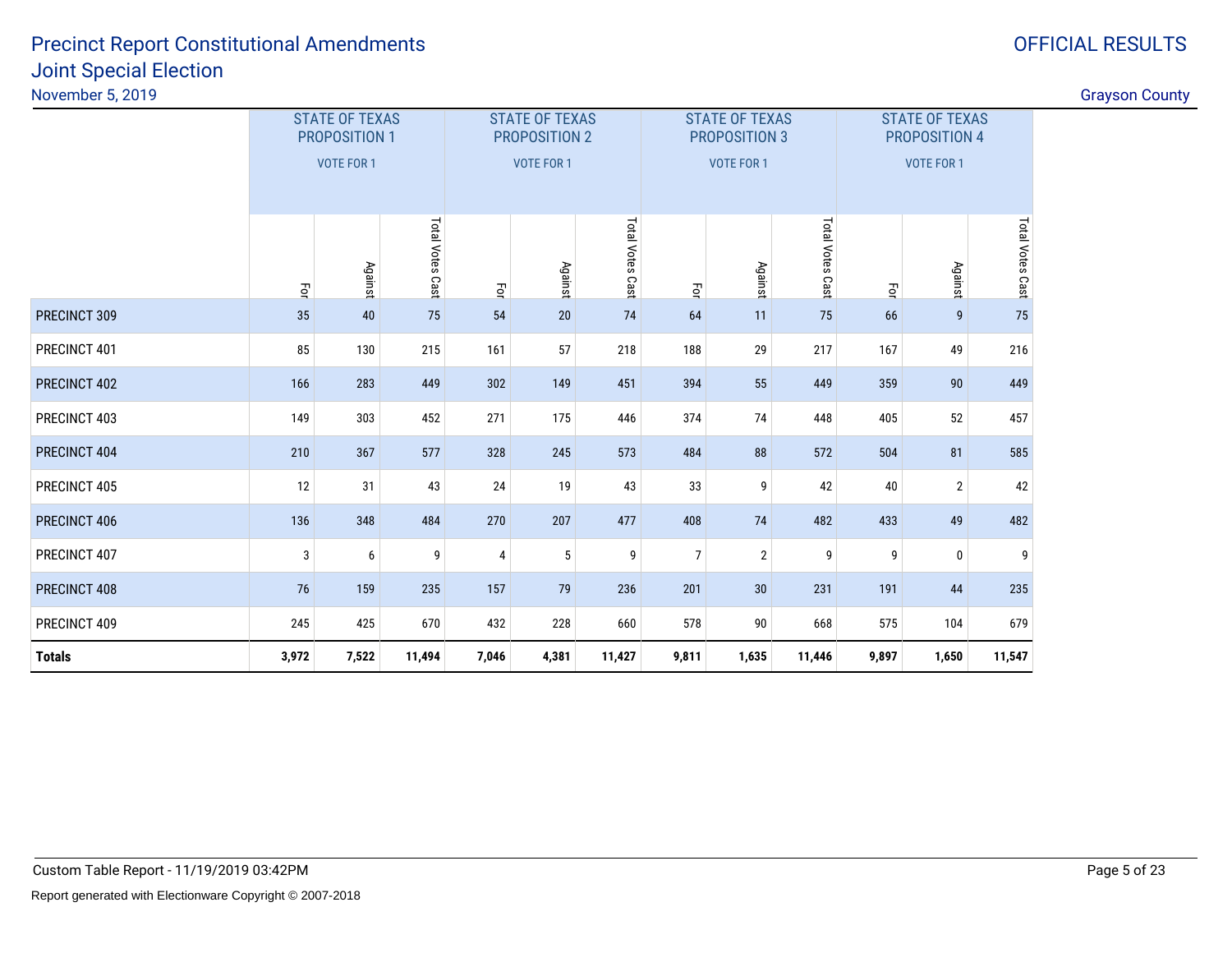# Precinct Report Constitutional Amendments

## Joint Special Election

November 5, 2019

OFFICIAL RESULTS

Grayson County

| | STATE OF TEXAS PROPOSITION 1 VOTE FOR 1 | | | STATE OF TEXAS PROPOSITION 2 VOTE FOR 1 | | | STATE OF TEXAS PROPOSITION 3 VOTE FOR 1 | | | STATE OF TEXAS PROPOSITION 4 VOTE FOR 1 | | |
|---|---|---|---|---|---|---|---|---|---|---|---|---|
| | For | Against | Total Votes Cast | For | Against | Total Votes Cast | For | Against | Total Votes Cast | For | Against | Total Votes Cast |
| PRECINCT 309 | 35 | 40 | 75 | 54 | 20 | 74 | 64 | 11 | 75 | 66 | 9 | 75 |
| PRECINCT 401 | 85 | 130 | 215 | 161 | 57 | 218 | 188 | 29 | 217 | 167 | 49 | 216 |
| PRECINCT 402 | 166 | 283 | 449 | 302 | 149 | 451 | 394 | 55 | 449 | 359 | 90 | 449 |
| PRECINCT 403 | 149 | 303 | 452 | 271 | 175 | 446 | 374 | 74 | 448 | 405 | 52 | 457 |
| PRECINCT 404 | 210 | 367 | 577 | 328 | 245 | 573 | 484 | 88 | 572 | 504 | 81 | 585 |
| PRECINCT 405 | 12 | 31 | 43 | 24 | 19 | 43 | 33 | 9 | 42 | 40 | 2 | 42 |
| PRECINCT 406 | 136 | 348 | 484 | 270 | 207 | 477 | 408 | 74 | 482 | 433 | 49 | 482 |
| PRECINCT 407 | 3 | 6 | 9 | 4 | 5 | 9 | 7 | 2 | 9 | 9 | 0 | 9 |
| PRECINCT 408 | 76 | 159 | 235 | 157 | 79 | 236 | 201 | 30 | 231 | 191 | 44 | 235 |
| PRECINCT 409 | 245 | 425 | 670 | 432 | 228 | 660 | 578 | 90 | 668 | 575 | 104 | 679 |
| **Totals** | **3,972** | **7,522** | **11,494** | **7,046** | **4,381** | **11,427** | **9,811** | **1,635** | **11,446** | **9,897** | **1,650** | **11,547** |

Custom Table Report - 11/19/2019 03:42PM

Report generated with Electionware Copyright © 2007-2018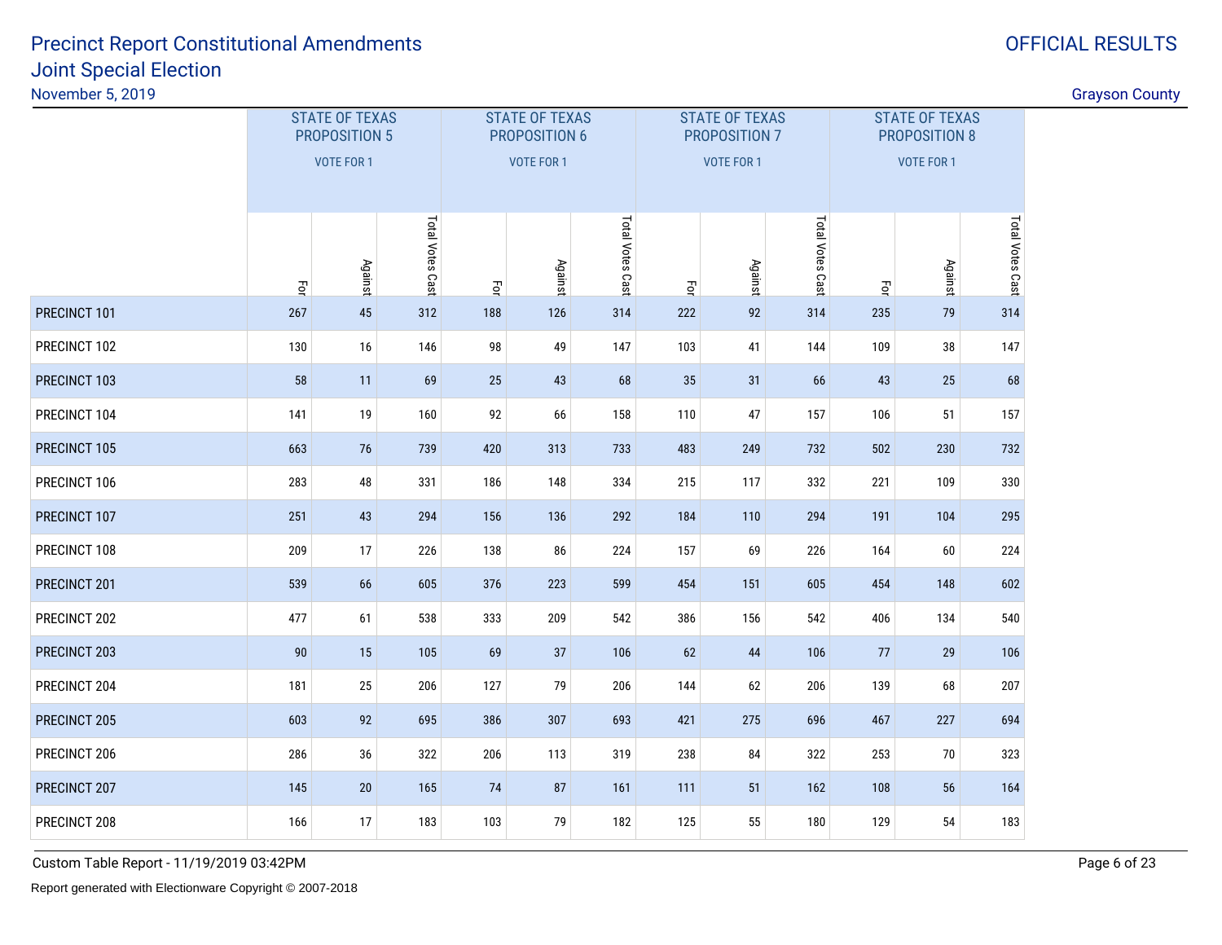# Precinct Report Constitutional Amendments
## Joint Special Election
November 5, 2019

OFFICIAL RESULTS

Grayson County

| | STATE OF TEXAS PROPOSITION 5 VOTE FOR 1 | | | STATE OF TEXAS PROPOSITION 6 VOTE FOR 1 | | | STATE OF TEXAS PROPOSITION 7 VOTE FOR 1 | | | STATE OF TEXAS PROPOSITION 8 VOTE FOR 1 | | |
|---|---|---|---|---|---|---|---|---|---|---|---|---|
| | For | Against | Total Votes Cast | For | Against | Total Votes Cast | For | Against | Total Votes Cast | For | Against | Total Votes Cast |
| PRECINCT 101 | 267 | 45 | 312 | 188 | 126 | 314 | 222 | 92 | 314 | 235 | 79 | 314 |
| PRECINCT 102 | 130 | 16 | 146 | 98 | 49 | 147 | 103 | 41 | 144 | 109 | 38 | 147 |
| PRECINCT 103 | 58 | 11 | 69 | 25 | 43 | 68 | 35 | 31 | 66 | 43 | 25 | 68 |
| PRECINCT 104 | 141 | 19 | 160 | 92 | 66 | 158 | 110 | 47 | 157 | 106 | 51 | 157 |
| PRECINCT 105 | 663 | 76 | 739 | 420 | 313 | 733 | 483 | 249 | 732 | 502 | 230 | 732 |
| PRECINCT 106 | 283 | 48 | 331 | 186 | 148 | 334 | 215 | 117 | 332 | 221 | 109 | 330 |
| PRECINCT 107 | 251 | 43 | 294 | 156 | 136 | 292 | 184 | 110 | 294 | 191 | 104 | 295 |
| PRECINCT 108 | 209 | 17 | 226 | 138 | 86 | 224 | 157 | 69 | 226 | 164 | 60 | 224 |
| PRECINCT 201 | 539 | 66 | 605 | 376 | 223 | 599 | 454 | 151 | 605 | 454 | 148 | 602 |
| PRECINCT 202 | 477 | 61 | 538 | 333 | 209 | 542 | 386 | 156 | 542 | 406 | 134 | 540 |
| PRECINCT 203 | 90 | 15 | 105 | 69 | 37 | 106 | 62 | 44 | 106 | 77 | 29 | 106 |
| PRECINCT 204 | 181 | 25 | 206 | 127 | 79 | 206 | 144 | 62 | 206 | 139 | 68 | 207 |
| PRECINCT 205 | 603 | 92 | 695 | 386 | 307 | 693 | 421 | 275 | 696 | 467 | 227 | 694 |
| PRECINCT 206 | 286 | 36 | 322 | 206 | 113 | 319 | 238 | 84 | 322 | 253 | 70 | 323 |
| PRECINCT 207 | 145 | 20 | 165 | 74 | 87 | 161 | 111 | 51 | 162 | 108 | 56 | 164 |
| PRECINCT 208 | 166 | 17 | 183 | 103 | 79 | 182 | 125 | 55 | 180 | 129 | 54 | 183 |

Custom Table Report - 11/19/2019 03:42PM

Report generated with Electionware Copyright © 2007-2018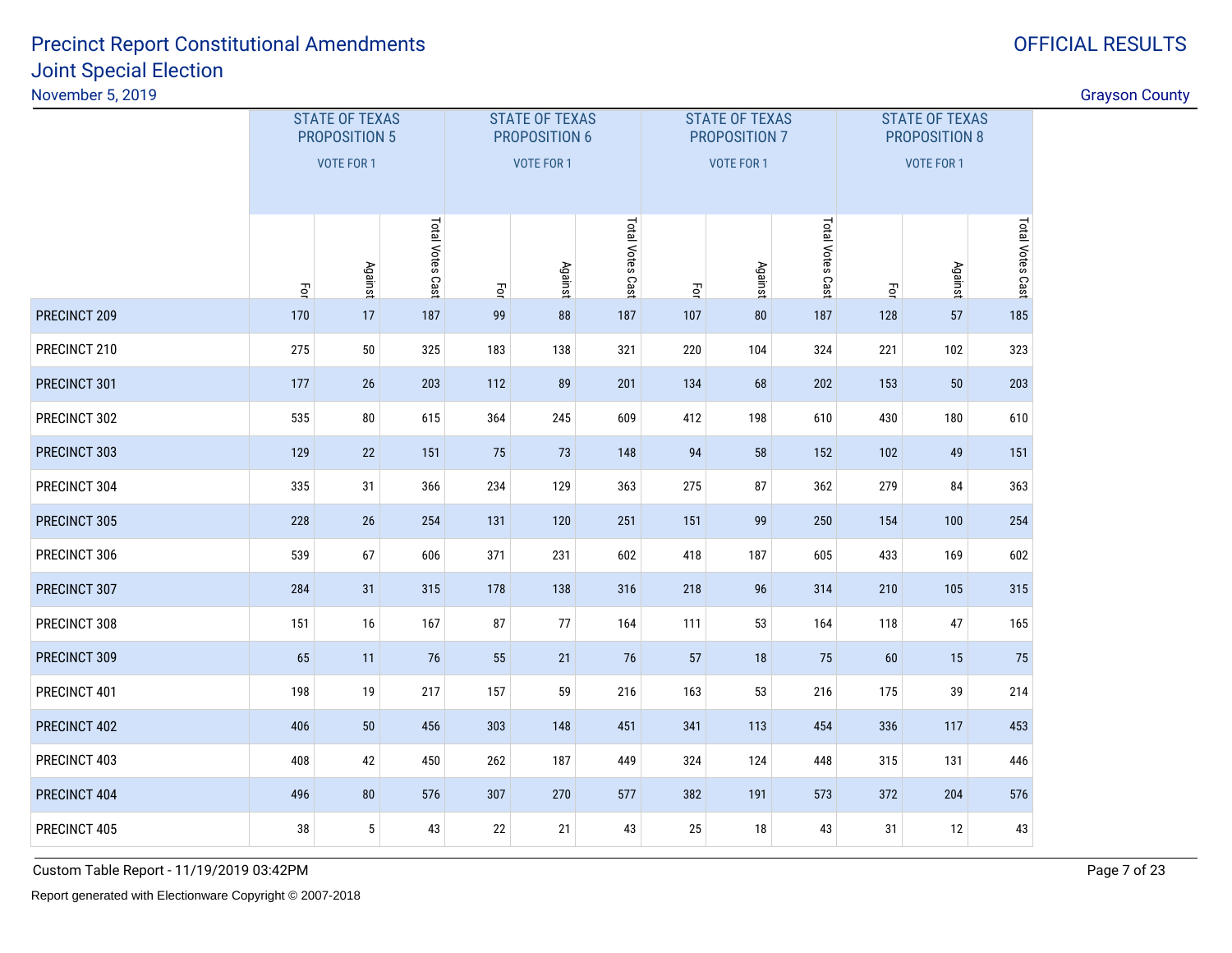# Precinct Report Constitutional Amendments
## Joint Special Election

November 5, 2019

OFFICIAL RESULTS

Grayson County

| | STATE OF TEXAS PROPOSITION 5 VOTE FOR 1 | | | STATE OF TEXAS PROPOSITION 6 VOTE FOR 1 | | | STATE OF TEXAS PROPOSITION 7 VOTE FOR 1 | | | STATE OF TEXAS PROPOSITION 8 VOTE FOR 1 | | |
|---|---|---|---|---|---|---|---|---|---|---|---|---|
| | For | Against | Total Votes Cast | For | Against | Total Votes Cast | For | Against | Total Votes Cast | For | Against | Total Votes Cast |
| PRECINCT 209 | 170 | 17 | 187 | 99 | 88 | 187 | 107 | 80 | 187 | 128 | 57 | 185 |
| PRECINCT 210 | 275 | 50 | 325 | 183 | 138 | 321 | 220 | 104 | 324 | 221 | 102 | 323 |
| PRECINCT 301 | 177 | 26 | 203 | 112 | 89 | 201 | 134 | 68 | 202 | 153 | 50 | 203 |
| PRECINCT 302 | 535 | 80 | 615 | 364 | 245 | 609 | 412 | 198 | 610 | 430 | 180 | 610 |
| PRECINCT 303 | 129 | 22 | 151 | 75 | 73 | 148 | 94 | 58 | 152 | 102 | 49 | 151 |
| PRECINCT 304 | 335 | 31 | 366 | 234 | 129 | 363 | 275 | 87 | 362 | 279 | 84 | 363 |
| PRECINCT 305 | 228 | 26 | 254 | 131 | 120 | 251 | 151 | 99 | 250 | 154 | 100 | 254 |
| PRECINCT 306 | 539 | 67 | 606 | 371 | 231 | 602 | 418 | 187 | 605 | 433 | 169 | 602 |
| PRECINCT 307 | 284 | 31 | 315 | 178 | 138 | 316 | 218 | 96 | 314 | 210 | 105 | 315 |
| PRECINCT 308 | 151 | 16 | 167 | 87 | 77 | 164 | 111 | 53 | 164 | 118 | 47 | 165 |
| PRECINCT 309 | 65 | 11 | 76 | 55 | 21 | 76 | 57 | 18 | 75 | 60 | 15 | 75 |
| PRECINCT 401 | 198 | 19 | 217 | 157 | 59 | 216 | 163 | 53 | 216 | 175 | 39 | 214 |
| PRECINCT 402 | 406 | 50 | 456 | 303 | 148 | 451 | 341 | 113 | 454 | 336 | 117 | 453 |
| PRECINCT 403 | 408 | 42 | 450 | 262 | 187 | 449 | 324 | 124 | 448 | 315 | 131 | 446 |
| PRECINCT 404 | 496 | 80 | 576 | 307 | 270 | 577 | 382 | 191 | 573 | 372 | 204 | 576 |
| PRECINCT 405 | 38 | 5 | 43 | 22 | 21 | 43 | 25 | 18 | 43 | 31 | 12 | 43 |

Custom Table Report - 11/19/2019 03:42PM

Report generated with Electionware Copyright © 2007-2018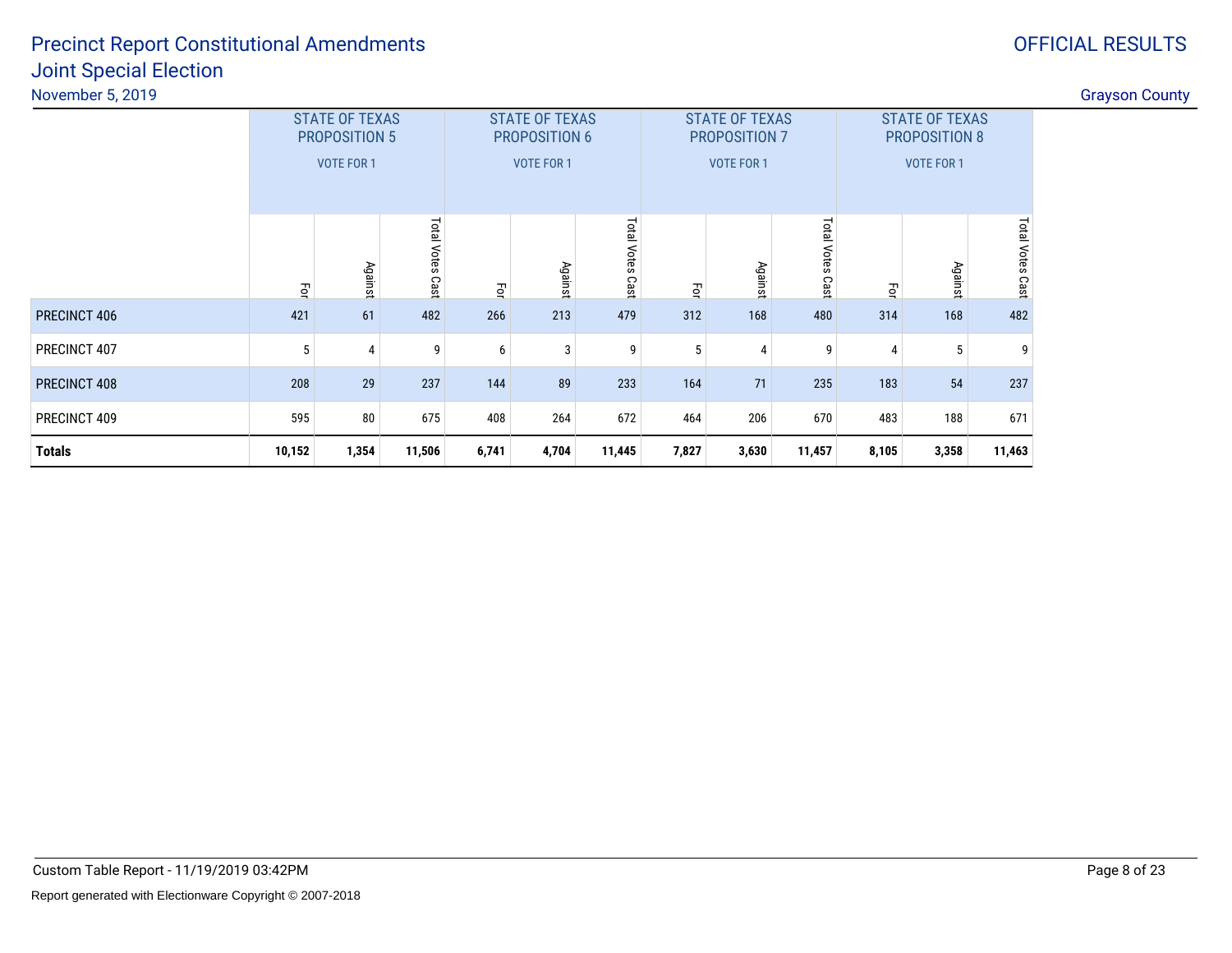# Precinct Report Constitutional Amendments
## Joint Special Election

November 5, 2019

OFFICIAL RESULTS

Grayson County

| | STATE OF TEXAS PROPOSITION 5 VOTE FOR 1 | | | STATE OF TEXAS PROPOSITION 6 VOTE FOR 1 | | | STATE OF TEXAS PROPOSITION 7 VOTE FOR 1 | | | STATE OF TEXAS PROPOSITION 8 VOTE FOR 1 | | |
|---|---|---|---|---|---|---|---|---|---|---|---|---|
| | For | Against | Total Votes Cast | For | Against | Total Votes Cast | For | Against | Total Votes Cast | For | Against | Total Votes Cast |
| PRECINCT 406 | 421 | 61 | 482 | 266 | 213 | 479 | 312 | 168 | 480 | 314 | 168 | 482 |
| PRECINCT 407 | 5 | 4 | 9 | 6 | 3 | 9 | 5 | 4 | 9 | 4 | 5 | 9 |
| PRECINCT 408 | 208 | 29 | 237 | 144 | 89 | 233 | 164 | 71 | 235 | 183 | 54 | 237 |
| PRECINCT 409 | 595 | 80 | 675 | 408 | 264 | 672 | 464 | 206 | 670 | 483 | 188 | 671 |
| **Totals** | **10,152** | **1,354** | **11,506** | **6,741** | **4,704** | **11,445** | **7,827** | **3,630** | **11,457** | **8,105** | **3,358** | **11,463** |

Custom Table Report - 11/19/2019 03:42PM

Report generated with Electionware Copyright © 2007-2018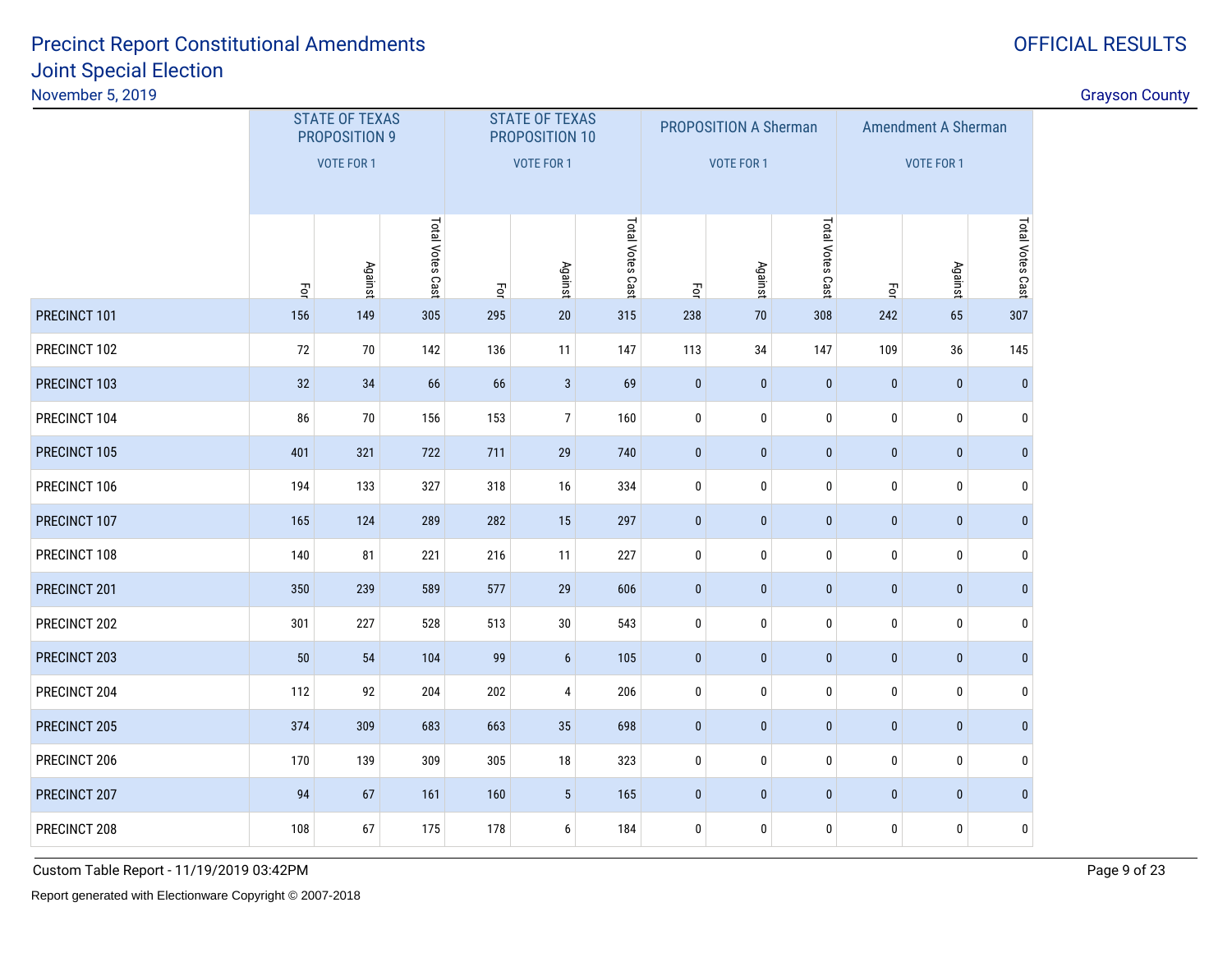# Precinct Report Constitutional Amendments
## Joint Special Election

November 5, 2019

OFFICIAL RESULTS

Grayson County

| | STATE OF TEXAS PROPOSITION 9 VOTE FOR 1 | | | STATE OF TEXAS PROPOSITION 10 VOTE FOR 1 | | | PROPOSITION A Sherman VOTE FOR 1 | | | Amendment A Sherman VOTE FOR 1 | | |
|---|---|---|---|---|---|---|---|---|---|---|---|---|
| | For | Against | Total Votes Cast | For | Against | Total Votes Cast | For | Against | Total Votes Cast | For | Against | Total Votes Cast |
| PRECINCT 101 | 156 | 149 | 305 | 295 | 20 | 315 | 238 | 70 | 308 | 242 | 65 | 307 |
| PRECINCT 102 | 72 | 70 | 142 | 136 | 11 | 147 | 113 | 34 | 147 | 109 | 36 | 145 |
| PRECINCT 103 | 32 | 34 | 66 | 66 | 3 | 69 | 0 | 0 | 0 | 0 | 0 | 0 |
| PRECINCT 104 | 86 | 70 | 156 | 153 | 7 | 160 | 0 | 0 | 0 | 0 | 0 | 0 |
| PRECINCT 105 | 401 | 321 | 722 | 711 | 29 | 740 | 0 | 0 | 0 | 0 | 0 | 0 |
| PRECINCT 106 | 194 | 133 | 327 | 318 | 16 | 334 | 0 | 0 | 0 | 0 | 0 | 0 |
| PRECINCT 107 | 165 | 124 | 289 | 282 | 15 | 297 | 0 | 0 | 0 | 0 | 0 | 0 |
| PRECINCT 108 | 140 | 81 | 221 | 216 | 11 | 227 | 0 | 0 | 0 | 0 | 0 | 0 |
| PRECINCT 201 | 350 | 239 | 589 | 577 | 29 | 606 | 0 | 0 | 0 | 0 | 0 | 0 |
| PRECINCT 202 | 301 | 227 | 528 | 513 | 30 | 543 | 0 | 0 | 0 | 0 | 0 | 0 |
| PRECINCT 203 | 50 | 54 | 104 | 99 | 6 | 105 | 0 | 0 | 0 | 0 | 0 | 0 |
| PRECINCT 204 | 112 | 92 | 204 | 202 | 4 | 206 | 0 | 0 | 0 | 0 | 0 | 0 |
| PRECINCT 205 | 374 | 309 | 683 | 663 | 35 | 698 | 0 | 0 | 0 | 0 | 0 | 0 |
| PRECINCT 206 | 170 | 139 | 309 | 305 | 18 | 323 | 0 | 0 | 0 | 0 | 0 | 0 |
| PRECINCT 207 | 94 | 67 | 161 | 160 | 5 | 165 | 0 | 0 | 0 | 0 | 0 | 0 |
| PRECINCT 208 | 108 | 67 | 175 | 178 | 6 | 184 | 0 | 0 | 0 | 0 | 0 | 0 |

Custom Table Report - 11/19/2019 03:42PM

Report generated with Electionware Copyright © 2007-2018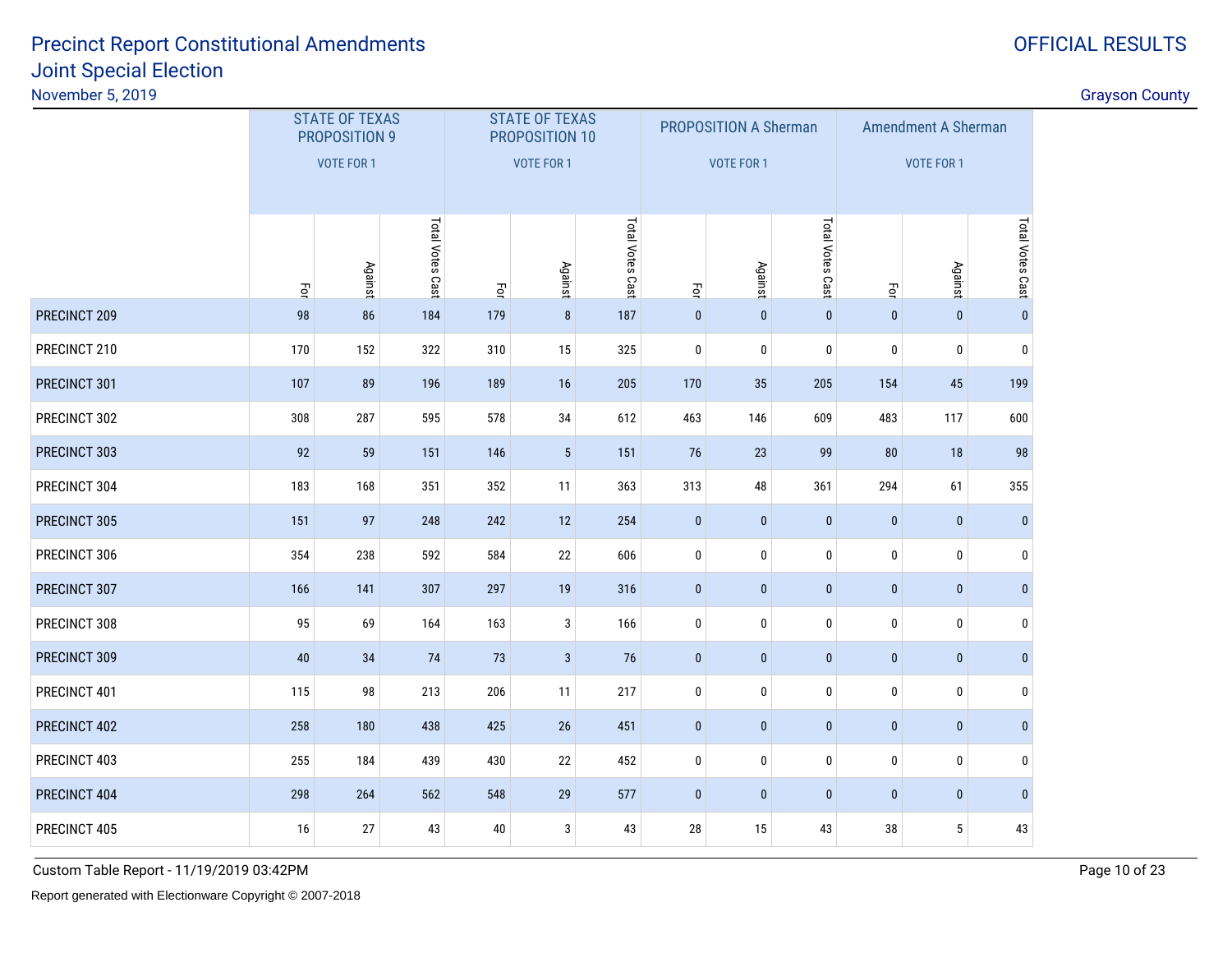# Precinct Report Constitutional Amendments
## Joint Special Election
November 5, 2019

OFFICIAL RESULTS

Grayson County

| | STATE OF TEXAS PROPOSITION 9 VOTE FOR 1 | | | STATE OF TEXAS PROPOSITION 10 VOTE FOR 1 | | | PROPOSITION A Sherman VOTE FOR 1 | | | Amendment A Sherman VOTE FOR 1 | | |
|---|---|---|---|---|---|---|---|---|---|---|---|---|
| | For | Against | Total Votes Cast | For | Against | Total Votes Cast | For | Against | Total Votes Cast | For | Against | Total Votes Cast |
| PRECINCT 209 | 98 | 86 | 184 | 179 | 8 | 187 | 0 | 0 | 0 | 0 | 0 | 0 |
| PRECINCT 210 | 170 | 152 | 322 | 310 | 15 | 325 | 0 | 0 | 0 | 0 | 0 | 0 |
| PRECINCT 301 | 107 | 89 | 196 | 189 | 16 | 205 | 170 | 35 | 205 | 154 | 45 | 199 |
| PRECINCT 302 | 308 | 287 | 595 | 578 | 34 | 612 | 463 | 146 | 609 | 483 | 117 | 600 |
| PRECINCT 303 | 92 | 59 | 151 | 146 | 5 | 151 | 76 | 23 | 99 | 80 | 18 | 98 |
| PRECINCT 304 | 183 | 168 | 351 | 352 | 11 | 363 | 313 | 48 | 361 | 294 | 61 | 355 |
| PRECINCT 305 | 151 | 97 | 248 | 242 | 12 | 254 | 0 | 0 | 0 | 0 | 0 | 0 |
| PRECINCT 306 | 354 | 238 | 592 | 584 | 22 | 606 | 0 | 0 | 0 | 0 | 0 | 0 |
| PRECINCT 307 | 166 | 141 | 307 | 297 | 19 | 316 | 0 | 0 | 0 | 0 | 0 | 0 |
| PRECINCT 308 | 95 | 69 | 164 | 163 | 3 | 166 | 0 | 0 | 0 | 0 | 0 | 0 |
| PRECINCT 309 | 40 | 34 | 74 | 73 | 3 | 76 | 0 | 0 | 0 | 0 | 0 | 0 |
| PRECINCT 401 | 115 | 98 | 213 | 206 | 11 | 217 | 0 | 0 | 0 | 0 | 0 | 0 |
| PRECINCT 402 | 258 | 180 | 438 | 425 | 26 | 451 | 0 | 0 | 0 | 0 | 0 | 0 |
| PRECINCT 403 | 255 | 184 | 439 | 430 | 22 | 452 | 0 | 0 | 0 | 0 | 0 | 0 |
| PRECINCT 404 | 298 | 264 | 562 | 548 | 29 | 577 | 0 | 0 | 0 | 0 | 0 | 0 |
| PRECINCT 405 | 16 | 27 | 43 | 40 | 3 | 43 | 28 | 15 | 43 | 38 | 5 | 43 |

Custom Table Report - 11/19/2019 03:42PM

Report generated with Electionware Copyright © 2007-2018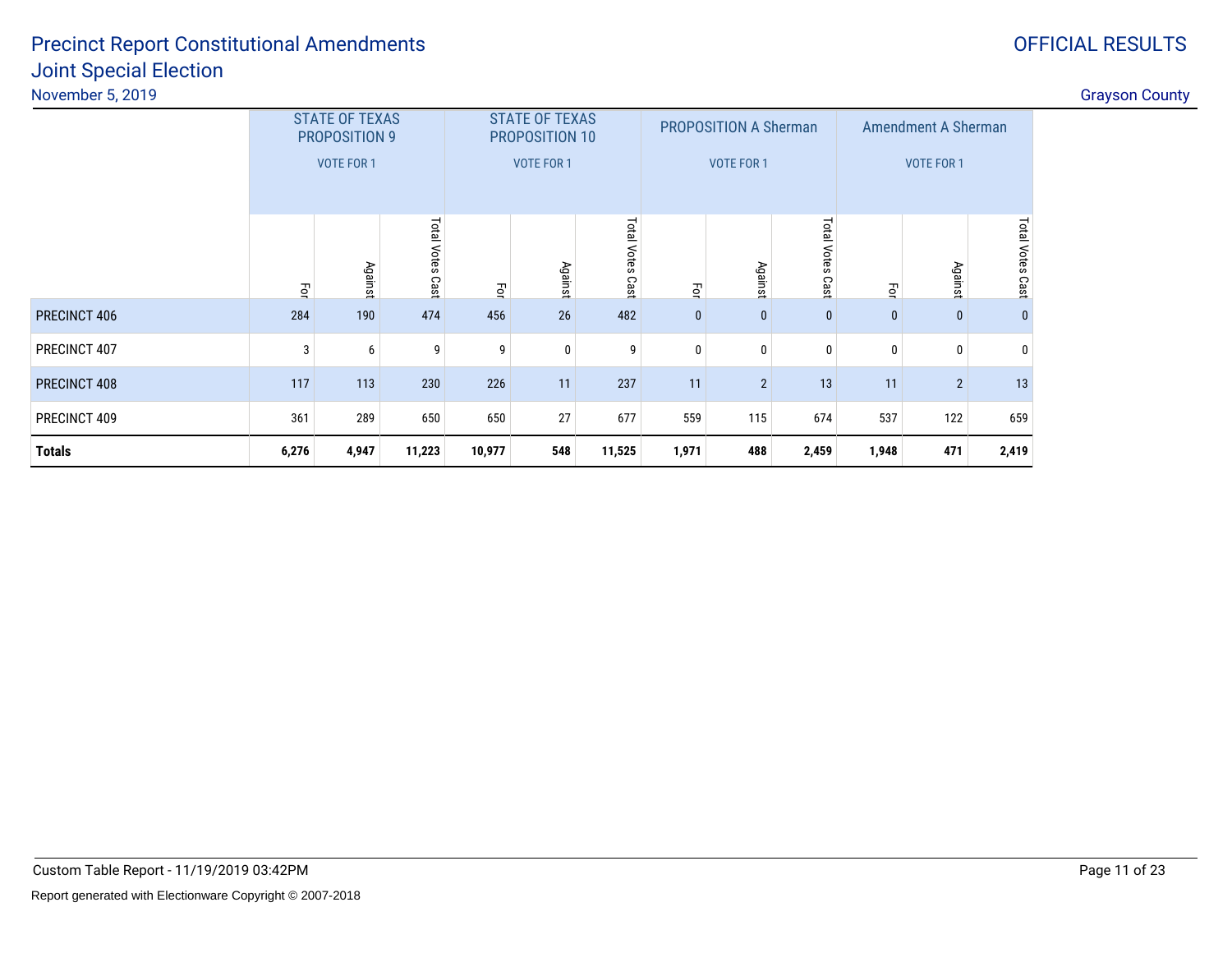# Precinct Report Constitutional Amendments
## Joint Special Election

November 5, 2019

OFFICIAL RESULTS

Grayson County

| | STATE OF TEXAS PROPOSITION 9 VOTE FOR 1 | | | STATE OF TEXAS PROPOSITION 10 VOTE FOR 1 | | | PROPOSITION A Sherman VOTE FOR 1 | | | Amendment A Sherman VOTE FOR 1 | | |
|---|---|---|---|---|---|---|---|---|---|---|---|---|
| | For | Against | Total Votes Cast | For | Against | Total Votes Cast | For | Against | Total Votes Cast | For | Against | Total Votes Cast |
| PRECINCT 406 | 284 | 190 | 474 | 456 | 26 | 482 | 0 | 0 | 0 | 0 | 0 | 0 |
| PRECINCT 407 | 3 | 6 | 9 | 9 | 0 | 9 | 0 | 0 | 0 | 0 | 0 | 0 |
| PRECINCT 408 | 117 | 113 | 230 | 226 | 11 | 237 | 11 | 2 | 13 | 11 | 2 | 13 |
| PRECINCT 409 | 361 | 289 | 650 | 650 | 27 | 677 | 559 | 115 | 674 | 537 | 122 | 659 |
| **Totals** | **6,276** | **4,947** | **11,223** | **10,977** | **548** | **11,525** | **1,971** | **488** | **2,459** | **1,948** | **471** | **2,419** |

Custom Table Report - 11/19/2019 03:42PM

Report generated with Electionware Copyright © 2007-2018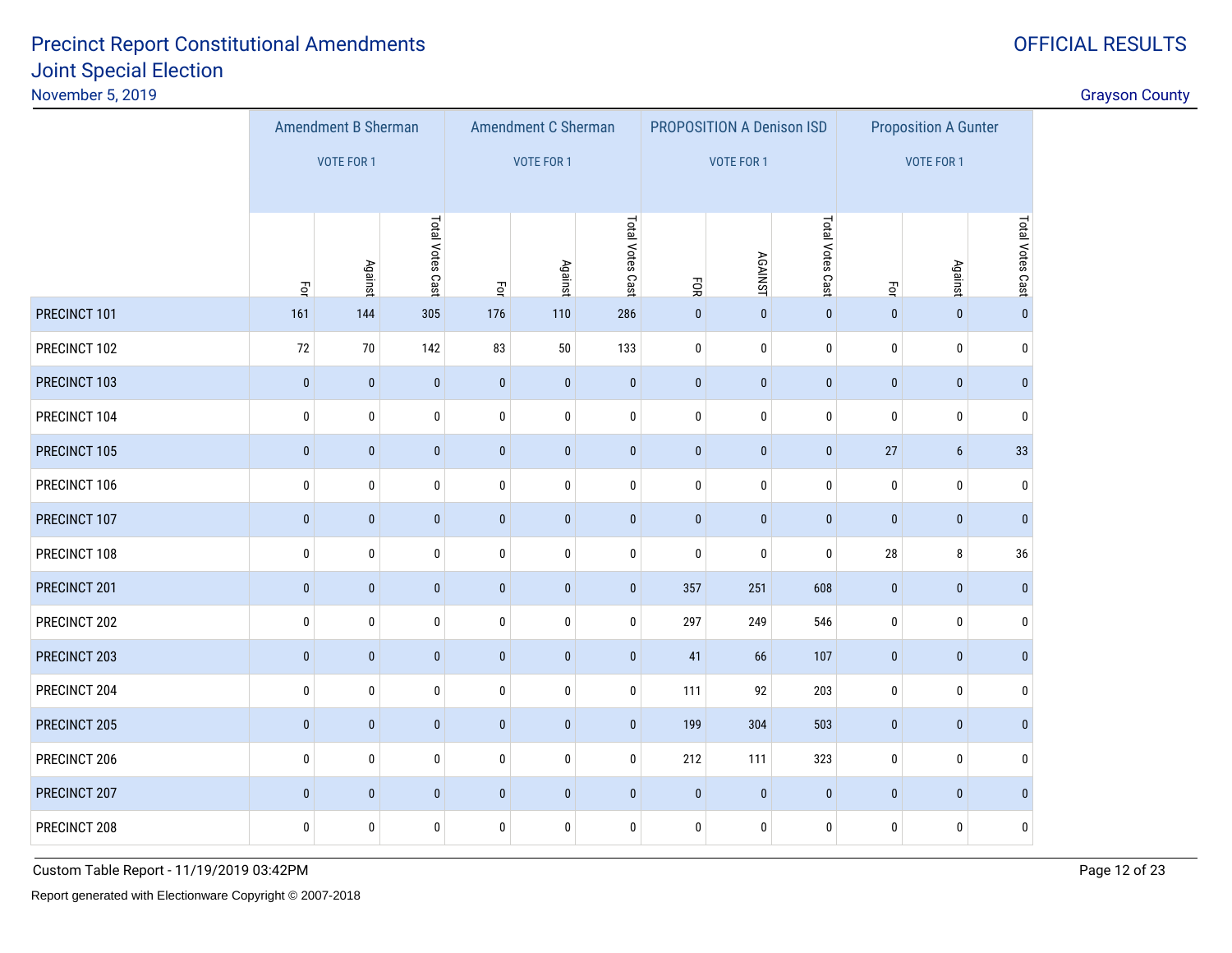# Precinct Report Constitutional Amendments Joint Special Election

November 5, 2019

OFFICIAL RESULTS

Grayson County

| | Amendment B Sherman VOTE FOR 1 | | | Amendment C Sherman VOTE FOR 1 | | | PROPOSITION A Denison ISD VOTE FOR 1 | | | Proposition A Gunter VOTE FOR 1 | | |
|---|---|---|---|---|---|---|---|---|---|---|---|---|
| | For | Against | Total Votes Cast | For | Against | Total Votes Cast | FOR | AGAINST | Total Votes Cast | For | Against | Total Votes Cast |
| PRECINCT 101 | 161 | 144 | 305 | 176 | 110 | 286 | 0 | 0 | 0 | 0 | 0 | 0 |
| PRECINCT 102 | 72 | 70 | 142 | 83 | 50 | 133 | 0 | 0 | 0 | 0 | 0 | 0 |
| PRECINCT 103 | 0 | 0 | 0 | 0 | 0 | 0 | 0 | 0 | 0 | 0 | 0 | 0 |
| PRECINCT 104 | 0 | 0 | 0 | 0 | 0 | 0 | 0 | 0 | 0 | 0 | 0 | 0 |
| PRECINCT 105 | 0 | 0 | 0 | 0 | 0 | 0 | 0 | 0 | 0 | 27 | 6 | 33 |
| PRECINCT 106 | 0 | 0 | 0 | 0 | 0 | 0 | 0 | 0 | 0 | 0 | 0 | 0 |
| PRECINCT 107 | 0 | 0 | 0 | 0 | 0 | 0 | 0 | 0 | 0 | 0 | 0 | 0 |
| PRECINCT 108 | 0 | 0 | 0 | 0 | 0 | 0 | 0 | 0 | 0 | 28 | 8 | 36 |
| PRECINCT 201 | 0 | 0 | 0 | 0 | 0 | 0 | 357 | 251 | 608 | 0 | 0 | 0 |
| PRECINCT 202 | 0 | 0 | 0 | 0 | 0 | 0 | 297 | 249 | 546 | 0 | 0 | 0 |
| PRECINCT 203 | 0 | 0 | 0 | 0 | 0 | 0 | 41 | 66 | 107 | 0 | 0 | 0 |
| PRECINCT 204 | 0 | 0 | 0 | 0 | 0 | 0 | 111 | 92 | 203 | 0 | 0 | 0 |
| PRECINCT 205 | 0 | 0 | 0 | 0 | 0 | 0 | 199 | 304 | 503 | 0 | 0 | 0 |
| PRECINCT 206 | 0 | 0 | 0 | 0 | 0 | 0 | 212 | 111 | 323 | 0 | 0 | 0 |
| PRECINCT 207 | 0 | 0 | 0 | 0 | 0 | 0 | 0 | 0 | 0 | 0 | 0 | 0 |
| PRECINCT 208 | 0 | 0 | 0 | 0 | 0 | 0 | 0 | 0 | 0 | 0 | 0 | 0 |

Custom Table Report - 11/19/2019 03:42PM

Report generated with Electionware Copyright © 2007-2018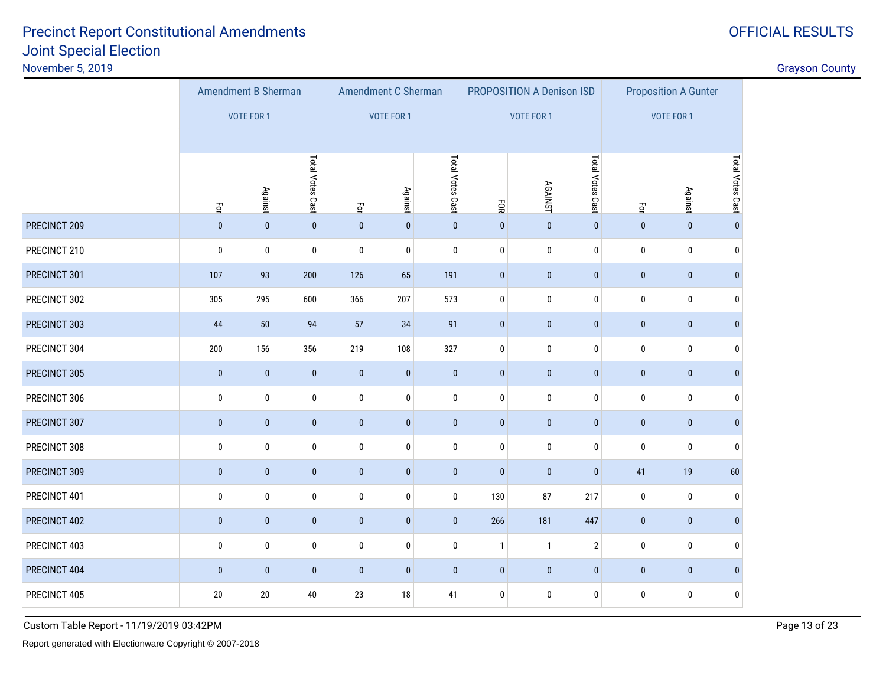# Precinct Report Constitutional Amendments
# Joint Special Election

November 5, 2019

OFFICIAL RESULTS

Grayson County

| | Amendment B Sherman VOTE FOR 1 | | | Amendment C Sherman VOTE FOR 1 | | | PROPOSITION A Denison ISD VOTE FOR 1 | | | Proposition A Gunter VOTE FOR 1 | | |
|---|---|---|---|---|---|---|---|---|---|---|---|---|
| | For | Against | Total Votes Cast | For | Against | Total Votes Cast | FOR | AGAINST | Total Votes Cast | For | Against | Total Votes Cast |
| PRECINCT 209 | 0 | 0 | 0 | 0 | 0 | 0 | 0 | 0 | 0 | 0 | 0 | 0 |
| PRECINCT 210 | 0 | 0 | 0 | 0 | 0 | 0 | 0 | 0 | 0 | 0 | 0 | 0 |
| PRECINCT 301 | 107 | 93 | 200 | 126 | 65 | 191 | 0 | 0 | 0 | 0 | 0 | 0 |
| PRECINCT 302 | 305 | 295 | 600 | 366 | 207 | 573 | 0 | 0 | 0 | 0 | 0 | 0 |
| PRECINCT 303 | 44 | 50 | 94 | 57 | 34 | 91 | 0 | 0 | 0 | 0 | 0 | 0 |
| PRECINCT 304 | 200 | 156 | 356 | 219 | 108 | 327 | 0 | 0 | 0 | 0 | 0 | 0 |
| PRECINCT 305 | 0 | 0 | 0 | 0 | 0 | 0 | 0 | 0 | 0 | 0 | 0 | 0 |
| PRECINCT 306 | 0 | 0 | 0 | 0 | 0 | 0 | 0 | 0 | 0 | 0 | 0 | 0 |
| PRECINCT 307 | 0 | 0 | 0 | 0 | 0 | 0 | 0 | 0 | 0 | 0 | 0 | 0 |
| PRECINCT 308 | 0 | 0 | 0 | 0 | 0 | 0 | 0 | 0 | 0 | 0 | 0 | 0 |
| PRECINCT 309 | 0 | 0 | 0 | 0 | 0 | 0 | 0 | 0 | 0 | 41 | 19 | 60 |
| PRECINCT 401 | 0 | 0 | 0 | 0 | 0 | 0 | 130 | 87 | 217 | 0 | 0 | 0 |
| PRECINCT 402 | 0 | 0 | 0 | 0 | 0 | 0 | 266 | 181 | 447 | 0 | 0 | 0 |
| PRECINCT 403 | 0 | 0 | 0 | 0 | 0 | 0 | 1 | 1 | 2 | 0 | 0 | 0 |
| PRECINCT 404 | 0 | 0 | 0 | 0 | 0 | 0 | 0 | 0 | 0 | 0 | 0 | 0 |
| PRECINCT 405 | 20 | 20 | 40 | 23 | 18 | 41 | 0 | 0 | 0 | 0 | 0 | 0 |

Custom Table Report - 11/19/2019 03:42PM

Report generated with Electionware Copyright © 2007-2018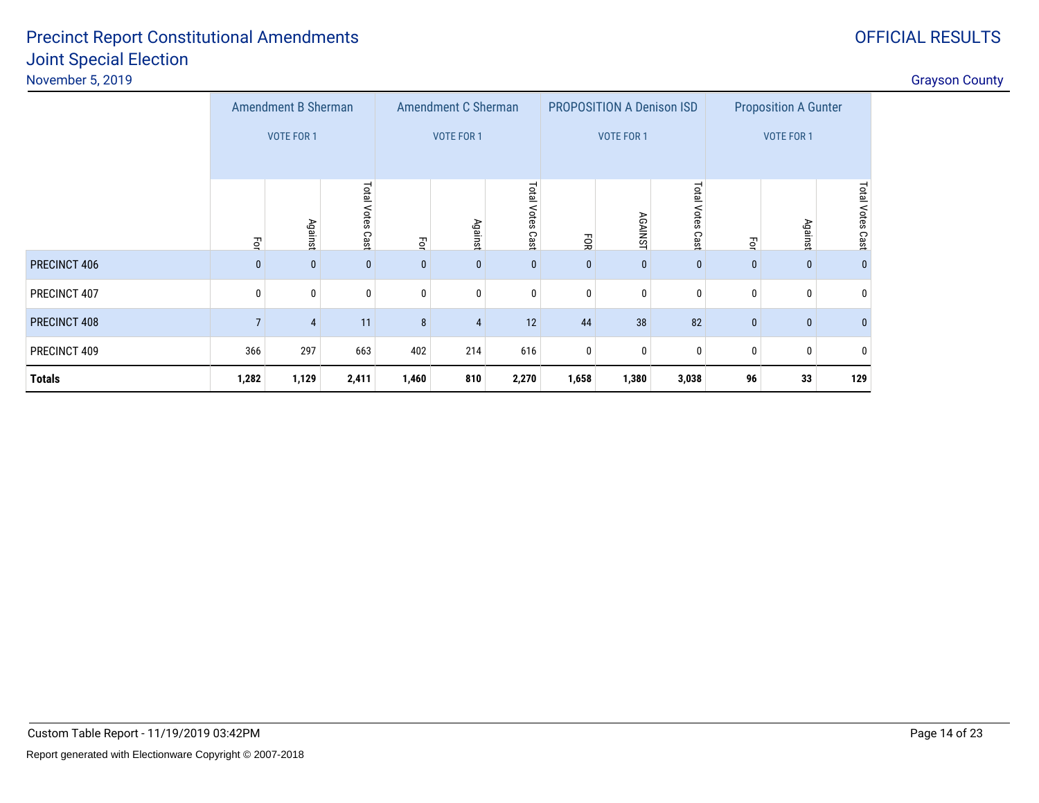# Precinct Report Constitutional Amendments
## Joint Special Election

November 5, 2019

OFFICIAL RESULTS

Grayson County

| | Amendment B Sherman VOTE FOR 1 | | | Amendment C Sherman VOTE FOR 1 | | | PROPOSITION A Denison ISD VOTE FOR 1 | | | Proposition A Gunter VOTE FOR 1 | | |
|---|---|---|---|---|---|---|---|---|---|---|---|---|
| | For | Against | Total Votes Cast | For | Against | Total Votes Cast | FOR | AGAINST | Total Votes Cast | For | Against | Total Votes Cast |
| PRECINCT 406 | 0 | 0 | 0 | 0 | 0 | 0 | 0 | 0 | 0 | 0 | 0 | 0 |
| PRECINCT 407 | 0 | 0 | 0 | 0 | 0 | 0 | 0 | 0 | 0 | 0 | 0 | 0 |
| PRECINCT 408 | 7 | 4 | 11 | 8 | 4 | 12 | 44 | 38 | 82 | 0 | 0 | 0 |
| PRECINCT 409 | 366 | 297 | 663 | 402 | 214 | 616 | 0 | 0 | 0 | 0 | 0 | 0 |
| **Totals** | **1,282** | **1,129** | **2,411** | **1,460** | **810** | **2,270** | **1,658** | **1,380** | **3,038** | **96** | **33** | **129** |

Custom Table Report - 11/19/2019 03:42PM

Report generated with Electionware Copyright © 2007-2018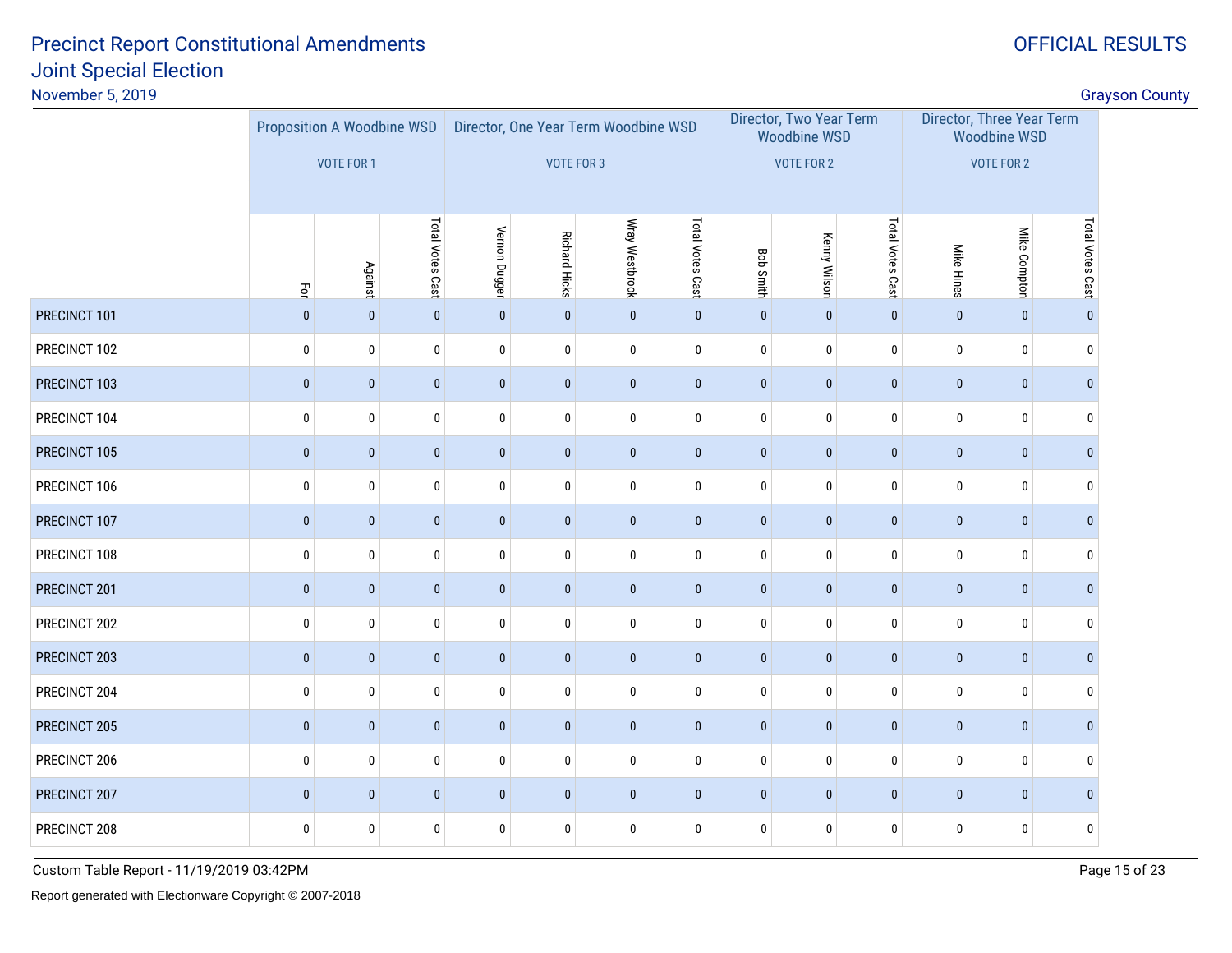# Precinct Report Constitutional Amendments Joint Special Election

November 5, 2019

OFFICIAL RESULTS

Grayson County

| | Proposition A Woodbine WSD VOTE FOR 1 | | | Director, One Year Term Woodbine WSD VOTE FOR 3 | | | | Director, Two Year Term Woodbine WSD VOTE FOR 2 | | | Director, Three Year Term Woodbine WSD VOTE FOR 2 | | |
|---|---|---|---|---|---|---|---|---|---|---|---|---|---|
| | For | Against | Total Votes Cast | Vernon Dugger | Richard Hicks | Wray Westbrook | Total Votes Cast | Bob Smith | Kenny Wilson | Total Votes Cast | Mike Hines | Mike Compton | Total Votes Cast |
| PRECINCT 101 | 0 | 0 | 0 | 0 | 0 | 0 | 0 | 0 | 0 | 0 | 0 | 0 | 0 |
| PRECINCT 102 | 0 | 0 | 0 | 0 | 0 | 0 | 0 | 0 | 0 | 0 | 0 | 0 | 0 |
| PRECINCT 103 | 0 | 0 | 0 | 0 | 0 | 0 | 0 | 0 | 0 | 0 | 0 | 0 | 0 |
| PRECINCT 104 | 0 | 0 | 0 | 0 | 0 | 0 | 0 | 0 | 0 | 0 | 0 | 0 | 0 |
| PRECINCT 105 | 0 | 0 | 0 | 0 | 0 | 0 | 0 | 0 | 0 | 0 | 0 | 0 | 0 |
| PRECINCT 106 | 0 | 0 | 0 | 0 | 0 | 0 | 0 | 0 | 0 | 0 | 0 | 0 | 0 |
| PRECINCT 107 | 0 | 0 | 0 | 0 | 0 | 0 | 0 | 0 | 0 | 0 | 0 | 0 | 0 |
| PRECINCT 108 | 0 | 0 | 0 | 0 | 0 | 0 | 0 | 0 | 0 | 0 | 0 | 0 | 0 |
| PRECINCT 201 | 0 | 0 | 0 | 0 | 0 | 0 | 0 | 0 | 0 | 0 | 0 | 0 | 0 |
| PRECINCT 202 | 0 | 0 | 0 | 0 | 0 | 0 | 0 | 0 | 0 | 0 | 0 | 0 | 0 |
| PRECINCT 203 | 0 | 0 | 0 | 0 | 0 | 0 | 0 | 0 | 0 | 0 | 0 | 0 | 0 |
| PRECINCT 204 | 0 | 0 | 0 | 0 | 0 | 0 | 0 | 0 | 0 | 0 | 0 | 0 | 0 |
| PRECINCT 205 | 0 | 0 | 0 | 0 | 0 | 0 | 0 | 0 | 0 | 0 | 0 | 0 | 0 |
| PRECINCT 206 | 0 | 0 | 0 | 0 | 0 | 0 | 0 | 0 | 0 | 0 | 0 | 0 | 0 |
| PRECINCT 207 | 0 | 0 | 0 | 0 | 0 | 0 | 0 | 0 | 0 | 0 | 0 | 0 | 0 |
| PRECINCT 208 | 0 | 0 | 0 | 0 | 0 | 0 | 0 | 0 | 0 | 0 | 0 | 0 | 0 |

Custom Table Report - 11/19/2019 03:42PM

Report generated with Electionware Copyright © 2007-2018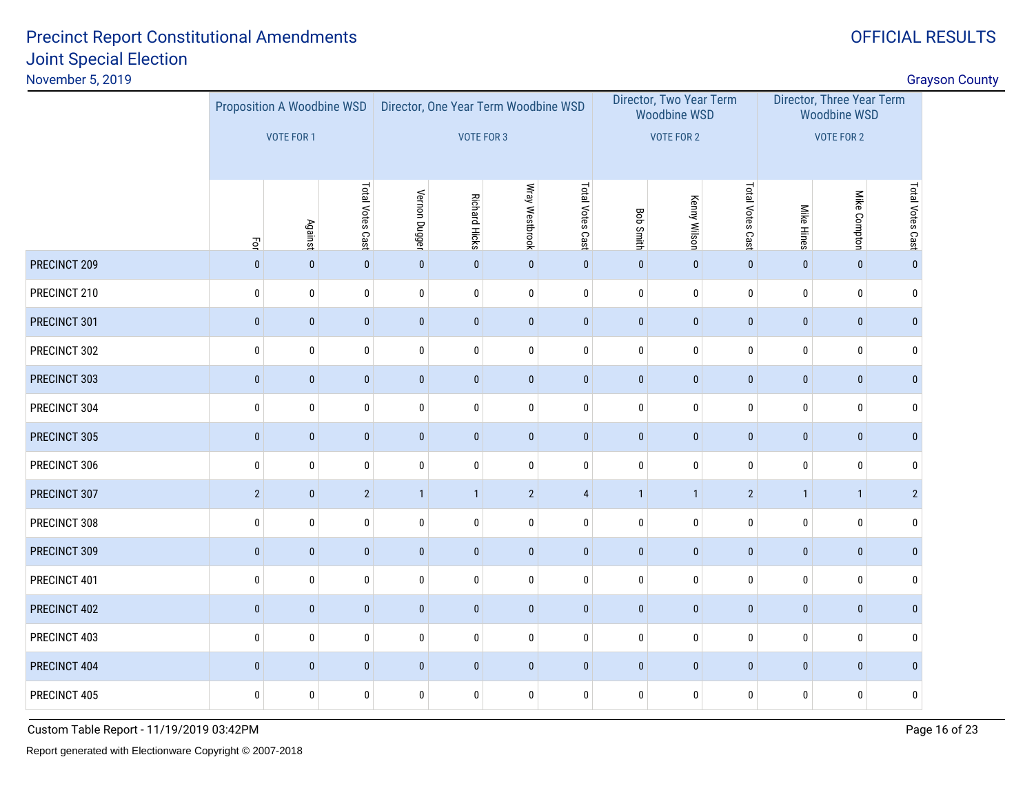# Precinct Report Constitutional Amendments
# Joint Special Election

November 5, 2019

OFFICIAL RESULTS

Grayson County

| | Proposition A Woodbine WSD VOTE FOR 1 | | | Director, One Year Term Woodbine WSD VOTE FOR 3 | | | | Director, Two Year Term Woodbine WSD VOTE FOR 2 | | | Director, Three Year Term Woodbine WSD VOTE FOR 2 | | |
|---|---|---|---|---|---|---|---|---|---|---|---|---|---|
| | For | Against | Total Votes Cast | Vernon Dugger | Richard Hicks | Wray Westbrook | Total Votes Cast | Bob Smith | Kenny Wilson | Total Votes Cast | Mike Hines | Mike Compton | Total Votes Cast |
| PRECINCT 209 | 0 | 0 | 0 | 0 | 0 | 0 | 0 | 0 | 0 | 0 | 0 | 0 | 0 |
| PRECINCT 210 | 0 | 0 | 0 | 0 | 0 | 0 | 0 | 0 | 0 | 0 | 0 | 0 | 0 |
| PRECINCT 301 | 0 | 0 | 0 | 0 | 0 | 0 | 0 | 0 | 0 | 0 | 0 | 0 | 0 |
| PRECINCT 302 | 0 | 0 | 0 | 0 | 0 | 0 | 0 | 0 | 0 | 0 | 0 | 0 | 0 |
| PRECINCT 303 | 0 | 0 | 0 | 0 | 0 | 0 | 0 | 0 | 0 | 0 | 0 | 0 | 0 |
| PRECINCT 304 | 0 | 0 | 0 | 0 | 0 | 0 | 0 | 0 | 0 | 0 | 0 | 0 | 0 |
| PRECINCT 305 | 0 | 0 | 0 | 0 | 0 | 0 | 0 | 0 | 0 | 0 | 0 | 0 | 0 |
| PRECINCT 306 | 0 | 0 | 0 | 0 | 0 | 0 | 0 | 0 | 0 | 0 | 0 | 0 | 0 |
| PRECINCT 307 | 2 | 0 | 2 | 1 | 1 | 2 | 4 | 1 | 1 | 2 | 1 | 1 | 2 |
| PRECINCT 308 | 0 | 0 | 0 | 0 | 0 | 0 | 0 | 0 | 0 | 0 | 0 | 0 | 0 |
| PRECINCT 309 | 0 | 0 | 0 | 0 | 0 | 0 | 0 | 0 | 0 | 0 | 0 | 0 | 0 |
| PRECINCT 401 | 0 | 0 | 0 | 0 | 0 | 0 | 0 | 0 | 0 | 0 | 0 | 0 | 0 |
| PRECINCT 402 | 0 | 0 | 0 | 0 | 0 | 0 | 0 | 0 | 0 | 0 | 0 | 0 | 0 |
| PRECINCT 403 | 0 | 0 | 0 | 0 | 0 | 0 | 0 | 0 | 0 | 0 | 0 | 0 | 0 |
| PRECINCT 404 | 0 | 0 | 0 | 0 | 0 | 0 | 0 | 0 | 0 | 0 | 0 | 0 | 0 |
| PRECINCT 405 | 0 | 0 | 0 | 0 | 0 | 0 | 0 | 0 | 0 | 0 | 0 | 0 | 0 |

Custom Table Report - 11/19/2019 03:42PM

Report generated with Electionware Copyright © 2007-2018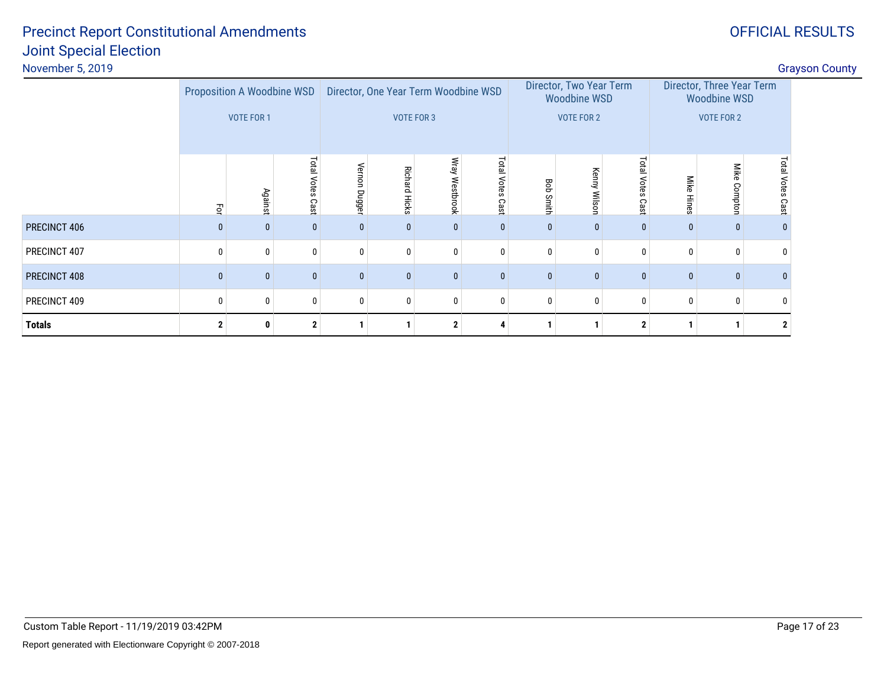# Precinct Report Constitutional Amendments
# Joint Special Election

November 5, 2019

OFFICIAL RESULTS

Grayson County

| | Proposition A Woodbine WSD VOTE FOR 1 | | | Director, One Year Term Woodbine WSD VOTE FOR 3 | | | | Director, Two Year Term Woodbine WSD VOTE FOR 2 | | | Director, Three Year Term Woodbine WSD VOTE FOR 2 | | |
|---|---|---|---|---|---|---|---|---|---|---|---|---|---|
| | For | Against | Total Votes Cast | Vernon Dugger | Richard Hicks | Wray Westbrook | Total Votes Cast | Bob Smith | Kenny Wilson | Total Votes Cast | Mike Hines | Mike Compton | Total Votes Cast |
| PRECINCT 406 | 0 | 0 | 0 | 0 | 0 | 0 | 0 | 0 | 0 | 0 | 0 | 0 | 0 |
| PRECINCT 407 | 0 | 0 | 0 | 0 | 0 | 0 | 0 | 0 | 0 | 0 | 0 | 0 | 0 |
| PRECINCT 408 | 0 | 0 | 0 | 0 | 0 | 0 | 0 | 0 | 0 | 0 | 0 | 0 | 0 |
| PRECINCT 409 | 0 | 0 | 0 | 0 | 0 | 0 | 0 | 0 | 0 | 0 | 0 | 0 | 0 |
| **Totals** | **2** | **0** | **2** | **1** | **1** | **2** | **4** | **1** | **1** | **2** | **1** | **1** | **2** |

Custom Table Report - 11/19/2019 03:42PM

Report generated with Electionware Copyright © 2007-2018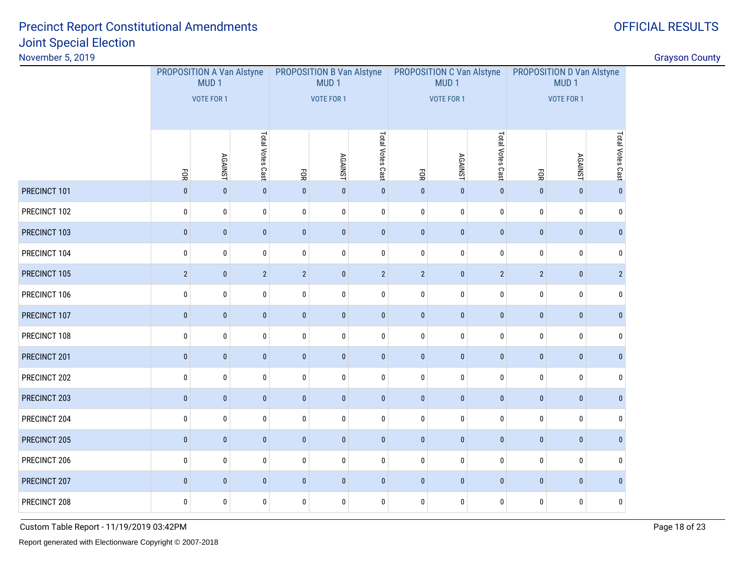# Precinct Report Constitutional Amendments
## Joint Special Election

November 5, 2019

OFFICIAL RESULTS

Grayson County

| | PROPOSITION A Van Alstyne MUD 1 VOTE FOR 1 | | | PROPOSITION B Van Alstyne MUD 1 VOTE FOR 1 | | | PROPOSITION C Van Alstyne MUD 1 VOTE FOR 1 | | | PROPOSITION D Van Alstyne MUD 1 VOTE FOR 1 | | |
|---|---|---|---|---|---|---|---|---|---|---|---|---|
| | FOR | AGAINST | Total Votes Cast | FOR | AGAINST | Total Votes Cast | FOR | AGAINST | Total Votes Cast | FOR | AGAINST | Total Votes Cast |
| PRECINCT 101 | 0 | 0 | 0 | 0 | 0 | 0 | 0 | 0 | 0 | 0 | 0 | 0 |
| PRECINCT 102 | 0 | 0 | 0 | 0 | 0 | 0 | 0 | 0 | 0 | 0 | 0 | 0 |
| PRECINCT 103 | 0 | 0 | 0 | 0 | 0 | 0 | 0 | 0 | 0 | 0 | 0 | 0 |
| PRECINCT 104 | 0 | 0 | 0 | 0 | 0 | 0 | 0 | 0 | 0 | 0 | 0 | 0 |
| PRECINCT 105 | 2 | 0 | 2 | 2 | 0 | 2 | 2 | 0 | 2 | 2 | 0 | 2 |
| PRECINCT 106 | 0 | 0 | 0 | 0 | 0 | 0 | 0 | 0 | 0 | 0 | 0 | 0 |
| PRECINCT 107 | 0 | 0 | 0 | 0 | 0 | 0 | 0 | 0 | 0 | 0 | 0 | 0 |
| PRECINCT 108 | 0 | 0 | 0 | 0 | 0 | 0 | 0 | 0 | 0 | 0 | 0 | 0 |
| PRECINCT 201 | 0 | 0 | 0 | 0 | 0 | 0 | 0 | 0 | 0 | 0 | 0 | 0 |
| PRECINCT 202 | 0 | 0 | 0 | 0 | 0 | 0 | 0 | 0 | 0 | 0 | 0 | 0 |
| PRECINCT 203 | 0 | 0 | 0 | 0 | 0 | 0 | 0 | 0 | 0 | 0 | 0 | 0 |
| PRECINCT 204 | 0 | 0 | 0 | 0 | 0 | 0 | 0 | 0 | 0 | 0 | 0 | 0 |
| PRECINCT 205 | 0 | 0 | 0 | 0 | 0 | 0 | 0 | 0 | 0 | 0 | 0 | 0 |
| PRECINCT 206 | 0 | 0 | 0 | 0 | 0 | 0 | 0 | 0 | 0 | 0 | 0 | 0 |
| PRECINCT 207 | 0 | 0 | 0 | 0 | 0 | 0 | 0 | 0 | 0 | 0 | 0 | 0 |
| PRECINCT 208 | 0 | 0 | 0 | 0 | 0 | 0 | 0 | 0 | 0 | 0 | 0 | 0 |

Custom Table Report - 11/19/2019 03:42PM

Report generated with Electionware Copyright © 2007-2018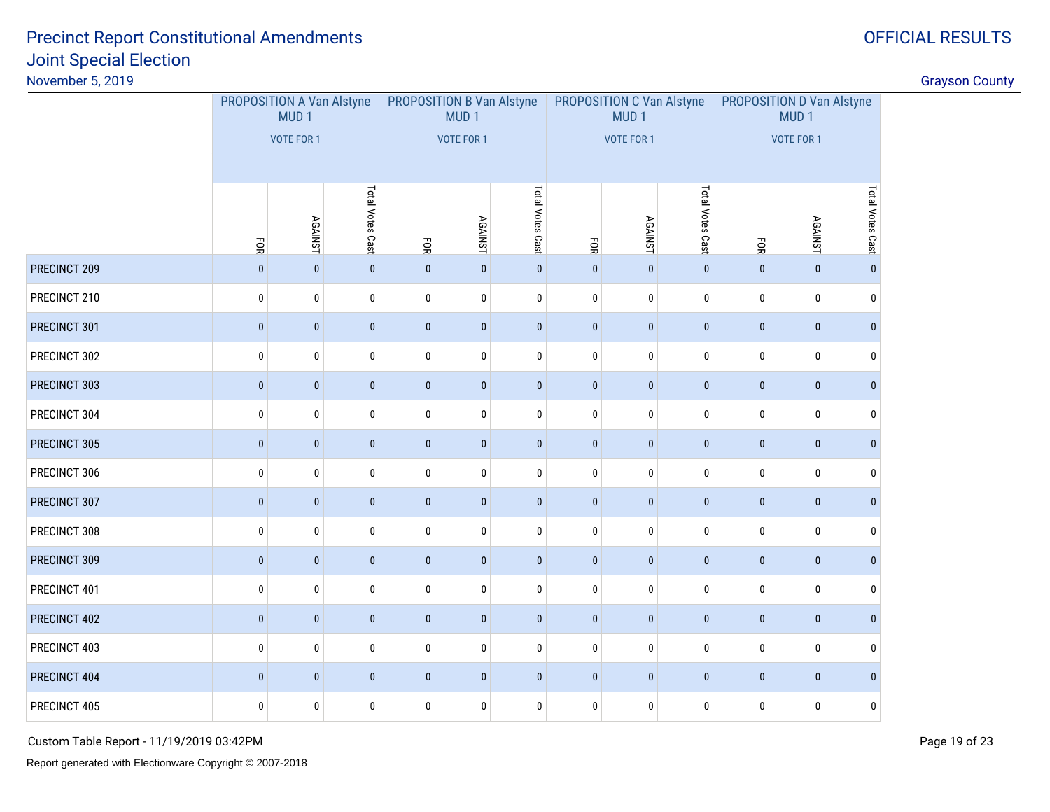# Precinct Report Constitutional Amendments Joint Special Election

November 5, 2019

OFFICIAL RESULTS

Grayson County

| | PROPOSITION A Van Alstyne MUD 1 VOTE FOR 1 | | | PROPOSITION B Van Alstyne MUD 1 VOTE FOR 1 | | | PROPOSITION C Van Alstyne MUD 1 VOTE FOR 1 | | | PROPOSITION D Van Alstyne MUD 1 VOTE FOR 1 | | |
|---|---|---|---|---|---|---|---|---|---|---|---|---|
| | FOR | AGAINST | Total Votes Cast | FOR | AGAINST | Total Votes Cast | FOR | AGAINST | Total Votes Cast | FOR | AGAINST | Total Votes Cast |
| PRECINCT 209 | 0 | 0 | 0 | 0 | 0 | 0 | 0 | 0 | 0 | 0 | 0 | 0 |
| PRECINCT 210 | 0 | 0 | 0 | 0 | 0 | 0 | 0 | 0 | 0 | 0 | 0 | 0 |
| PRECINCT 301 | 0 | 0 | 0 | 0 | 0 | 0 | 0 | 0 | 0 | 0 | 0 | 0 |
| PRECINCT 302 | 0 | 0 | 0 | 0 | 0 | 0 | 0 | 0 | 0 | 0 | 0 | 0 |
| PRECINCT 303 | 0 | 0 | 0 | 0 | 0 | 0 | 0 | 0 | 0 | 0 | 0 | 0 |
| PRECINCT 304 | 0 | 0 | 0 | 0 | 0 | 0 | 0 | 0 | 0 | 0 | 0 | 0 |
| PRECINCT 305 | 0 | 0 | 0 | 0 | 0 | 0 | 0 | 0 | 0 | 0 | 0 | 0 |
| PRECINCT 306 | 0 | 0 | 0 | 0 | 0 | 0 | 0 | 0 | 0 | 0 | 0 | 0 |
| PRECINCT 307 | 0 | 0 | 0 | 0 | 0 | 0 | 0 | 0 | 0 | 0 | 0 | 0 |
| PRECINCT 308 | 0 | 0 | 0 | 0 | 0 | 0 | 0 | 0 | 0 | 0 | 0 | 0 |
| PRECINCT 309 | 0 | 0 | 0 | 0 | 0 | 0 | 0 | 0 | 0 | 0 | 0 | 0 |
| PRECINCT 401 | 0 | 0 | 0 | 0 | 0 | 0 | 0 | 0 | 0 | 0 | 0 | 0 |
| PRECINCT 402 | 0 | 0 | 0 | 0 | 0 | 0 | 0 | 0 | 0 | 0 | 0 | 0 |
| PRECINCT 403 | 0 | 0 | 0 | 0 | 0 | 0 | 0 | 0 | 0 | 0 | 0 | 0 |
| PRECINCT 404 | 0 | 0 | 0 | 0 | 0 | 0 | 0 | 0 | 0 | 0 | 0 | 0 |
| PRECINCT 405 | 0 | 0 | 0 | 0 | 0 | 0 | 0 | 0 | 0 | 0 | 0 | 0 |

Custom Table Report - 11/19/2019 03:42PM

Report generated with Electionware Copyright © 2007-2018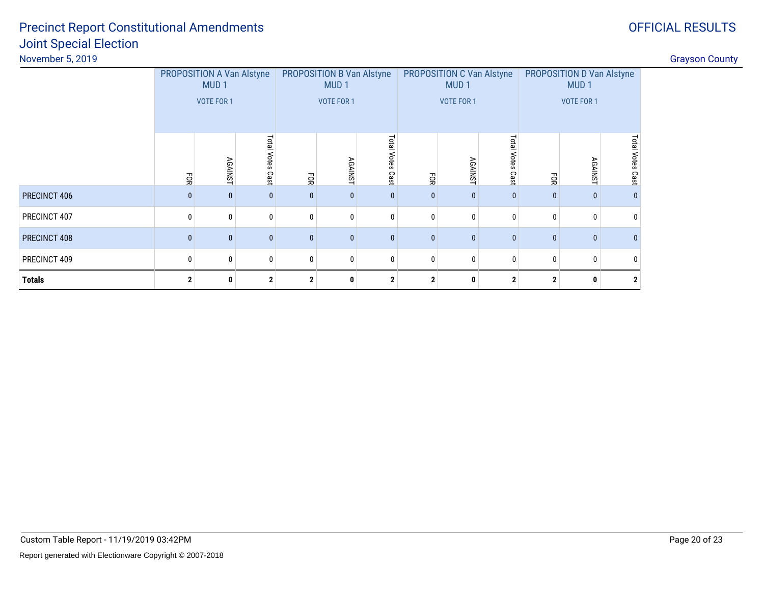# Precinct Report Constitutional Amendments

## Joint Special Election

November 5, 2019

OFFICIAL RESULTS

Grayson County

| | PROPOSITION A Van Alstyne MUD 1 VOTE FOR 1 | | | PROPOSITION B Van Alstyne MUD 1 VOTE FOR 1 | | | PROPOSITION C Van Alstyne MUD 1 VOTE FOR 1 | | | PROPOSITION D Van Alstyne MUD 1 VOTE FOR 1 | | |
|---|---|---|---|---|---|---|---|---|---|---|---|---|
| | FOR | AGAINST | Total Votes Cast | FOR | AGAINST | Total Votes Cast | FOR | AGAINST | Total Votes Cast | FOR | AGAINST | Total Votes Cast |
| PRECINCT 406 | 0 | 0 | 0 | 0 | 0 | 0 | 0 | 0 | 0 | 0 | 0 | 0 |
| PRECINCT 407 | 0 | 0 | 0 | 0 | 0 | 0 | 0 | 0 | 0 | 0 | 0 | 0 |
| PRECINCT 408 | 0 | 0 | 0 | 0 | 0 | 0 | 0 | 0 | 0 | 0 | 0 | 0 |
| PRECINCT 409 | 0 | 0 | 0 | 0 | 0 | 0 | 0 | 0 | 0 | 0 | 0 | 0 |
| **Totals** | **2** | **0** | **2** | **2** | **0** | **2** | **2** | **0** | **2** | **2** | **0** | **2** |

Custom Table Report - 11/19/2019 03:42PM

Report generated with Electionware Copyright © 2007-2018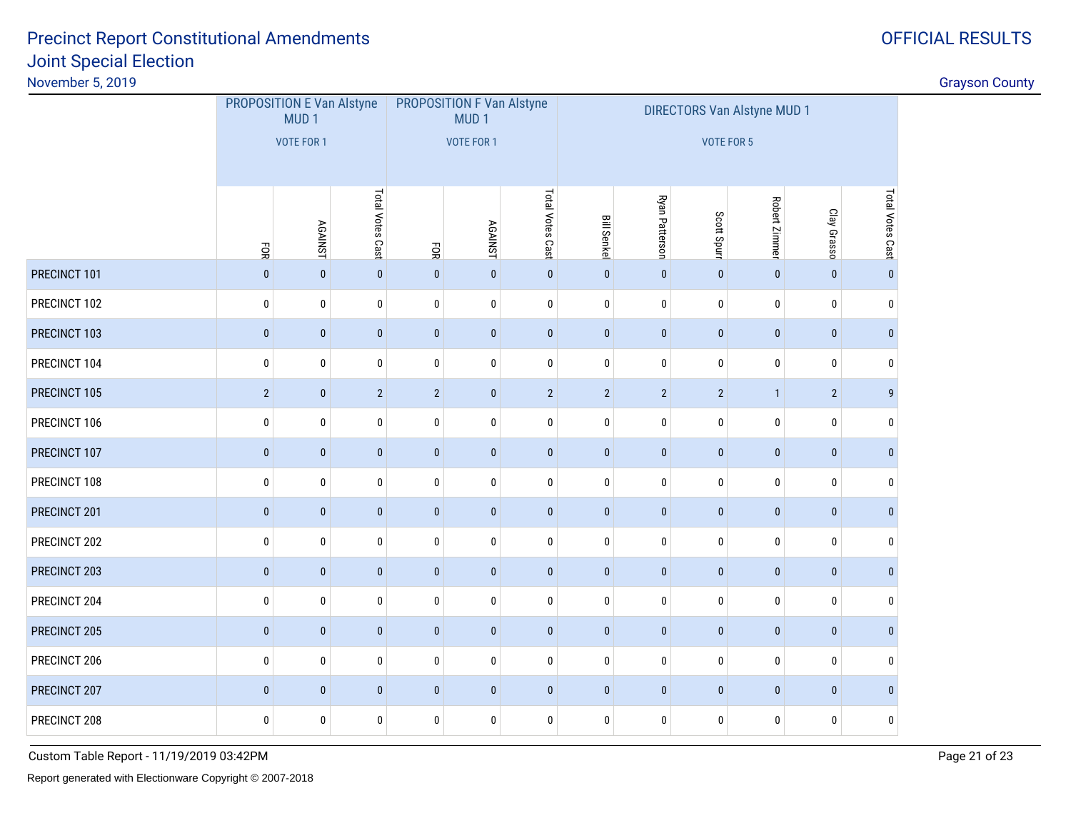# Precinct Report Constitutional Amendments Joint Special Election

November 5, 2019

OFFICIAL RESULTS

Grayson County

| | PROPOSITION E Van Alstyne MUD 1 VOTE FOR 1 | | | PROPOSITION F Van Alstyne MUD 1 VOTE FOR 1 | | | DIRECTORS Van Alstyne MUD 1 VOTE FOR 5 | | | | | |
|---|---|---|---|---|---|---|---|---|---|---|---|---|
| | FOR | AGAINST | Total Votes Cast | FOR | AGAINST | Total Votes Cast | Bill Senkel | Ryan Patterson | Scott Spurr | Robert Zimmer | Clay Grasso | Total Votes Cast |
| PRECINCT 101 | 0 | 0 | 0 | 0 | 0 | 0 | 0 | 0 | 0 | 0 | 0 | 0 |
| PRECINCT 102 | 0 | 0 | 0 | 0 | 0 | 0 | 0 | 0 | 0 | 0 | 0 | 0 |
| PRECINCT 103 | 0 | 0 | 0 | 0 | 0 | 0 | 0 | 0 | 0 | 0 | 0 | 0 |
| PRECINCT 104 | 0 | 0 | 0 | 0 | 0 | 0 | 0 | 0 | 0 | 0 | 0 | 0 |
| PRECINCT 105 | 2 | 0 | 2 | 2 | 0 | 2 | 2 | 2 | 2 | 1 | 2 | 9 |
| PRECINCT 106 | 0 | 0 | 0 | 0 | 0 | 0 | 0 | 0 | 0 | 0 | 0 | 0 |
| PRECINCT 107 | 0 | 0 | 0 | 0 | 0 | 0 | 0 | 0 | 0 | 0 | 0 | 0 |
| PRECINCT 108 | 0 | 0 | 0 | 0 | 0 | 0 | 0 | 0 | 0 | 0 | 0 | 0 |
| PRECINCT 201 | 0 | 0 | 0 | 0 | 0 | 0 | 0 | 0 | 0 | 0 | 0 | 0 |
| PRECINCT 202 | 0 | 0 | 0 | 0 | 0 | 0 | 0 | 0 | 0 | 0 | 0 | 0 |
| PRECINCT 203 | 0 | 0 | 0 | 0 | 0 | 0 | 0 | 0 | 0 | 0 | 0 | 0 |
| PRECINCT 204 | 0 | 0 | 0 | 0 | 0 | 0 | 0 | 0 | 0 | 0 | 0 | 0 |
| PRECINCT 205 | 0 | 0 | 0 | 0 | 0 | 0 | 0 | 0 | 0 | 0 | 0 | 0 |
| PRECINCT 206 | 0 | 0 | 0 | 0 | 0 | 0 | 0 | 0 | 0 | 0 | 0 | 0 |
| PRECINCT 207 | 0 | 0 | 0 | 0 | 0 | 0 | 0 | 0 | 0 | 0 | 0 | 0 |
| PRECINCT 208 | 0 | 0 | 0 | 0 | 0 | 0 | 0 | 0 | 0 | 0 | 0 | 0 |

Custom Table Report - 11/19/2019 03:42PM

Report generated with Electionware Copyright © 2007-2018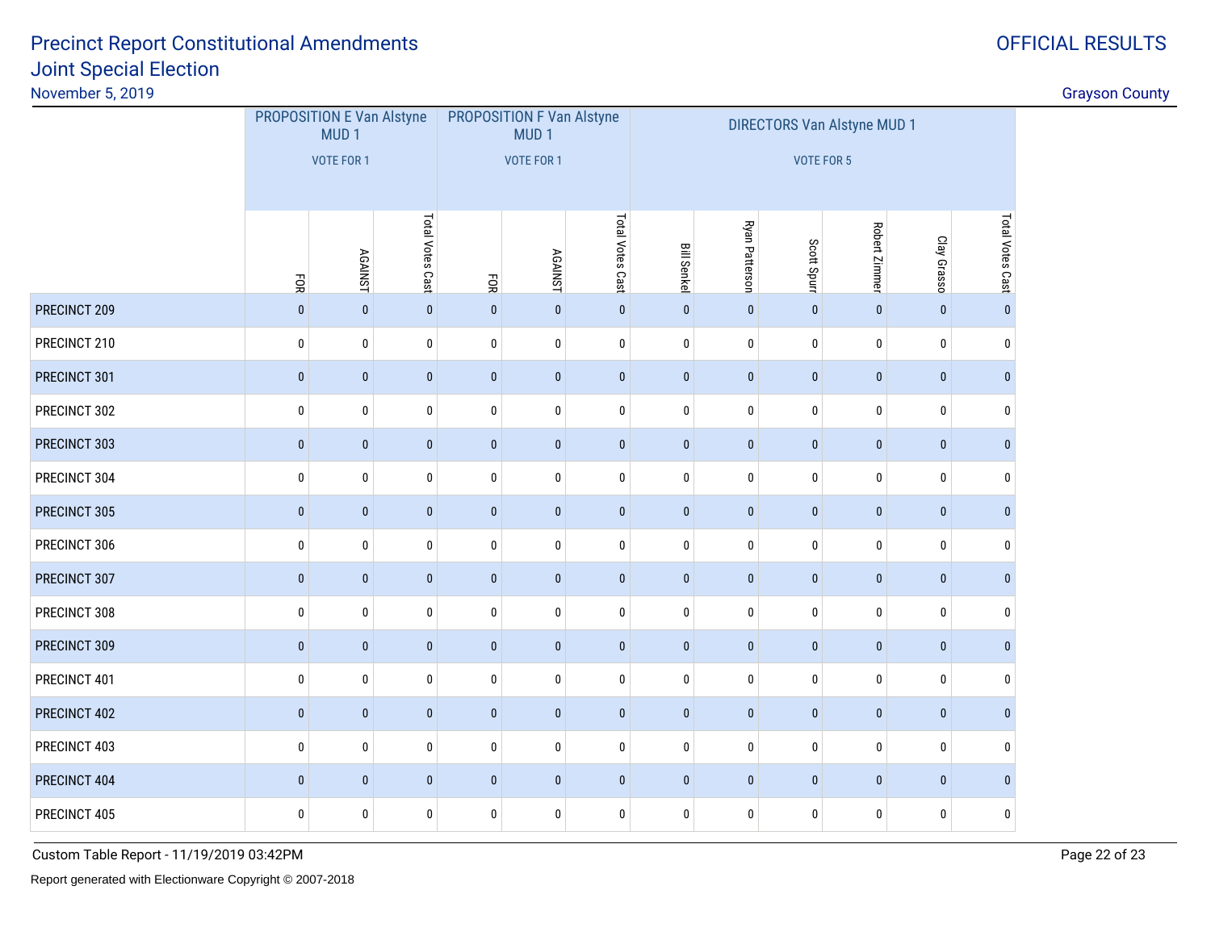# Precinct Report Constitutional Amendments
## Joint Special Election
November 5, 2019

OFFICIAL RESULTS

Grayson County

| | PROPOSITION E Van Alstyne MUD 1 VOTE FOR 1 | | | PROPOSITION F Van Alstyne MUD 1 VOTE FOR 1 | | | DIRECTORS Van Alstyne MUD 1 VOTE FOR 5 | | | | | |
|---|---|---|---|---|---|---|---|---|---|---|---|---|
| | FOR | AGAINST | Total Votes Cast | FOR | AGAINST | Total Votes Cast | Bill Senkel | Ryan Patterson | Scott Spurr | Robert Zimmer | Clay Grasso | Total Votes Cast |
| PRECINCT 209 | 0 | 0 | 0 | 0 | 0 | 0 | 0 | 0 | 0 | 0 | 0 | 0 |
| PRECINCT 210 | 0 | 0 | 0 | 0 | 0 | 0 | 0 | 0 | 0 | 0 | 0 | 0 |
| PRECINCT 301 | 0 | 0 | 0 | 0 | 0 | 0 | 0 | 0 | 0 | 0 | 0 | 0 |
| PRECINCT 302 | 0 | 0 | 0 | 0 | 0 | 0 | 0 | 0 | 0 | 0 | 0 | 0 |
| PRECINCT 303 | 0 | 0 | 0 | 0 | 0 | 0 | 0 | 0 | 0 | 0 | 0 | 0 |
| PRECINCT 304 | 0 | 0 | 0 | 0 | 0 | 0 | 0 | 0 | 0 | 0 | 0 | 0 |
| PRECINCT 305 | 0 | 0 | 0 | 0 | 0 | 0 | 0 | 0 | 0 | 0 | 0 | 0 |
| PRECINCT 306 | 0 | 0 | 0 | 0 | 0 | 0 | 0 | 0 | 0 | 0 | 0 | 0 |
| PRECINCT 307 | 0 | 0 | 0 | 0 | 0 | 0 | 0 | 0 | 0 | 0 | 0 | 0 |
| PRECINCT 308 | 0 | 0 | 0 | 0 | 0 | 0 | 0 | 0 | 0 | 0 | 0 | 0 |
| PRECINCT 309 | 0 | 0 | 0 | 0 | 0 | 0 | 0 | 0 | 0 | 0 | 0 | 0 |
| PRECINCT 401 | 0 | 0 | 0 | 0 | 0 | 0 | 0 | 0 | 0 | 0 | 0 | 0 |
| PRECINCT 402 | 0 | 0 | 0 | 0 | 0 | 0 | 0 | 0 | 0 | 0 | 0 | 0 |
| PRECINCT 403 | 0 | 0 | 0 | 0 | 0 | 0 | 0 | 0 | 0 | 0 | 0 | 0 |
| PRECINCT 404 | 0 | 0 | 0 | 0 | 0 | 0 | 0 | 0 | 0 | 0 | 0 | 0 |
| PRECINCT 405 | 0 | 0 | 0 | 0 | 0 | 0 | 0 | 0 | 0 | 0 | 0 | 0 |

Custom Table Report - 11/19/2019 03:42PM

Report generated with Electionware Copyright © 2007-2018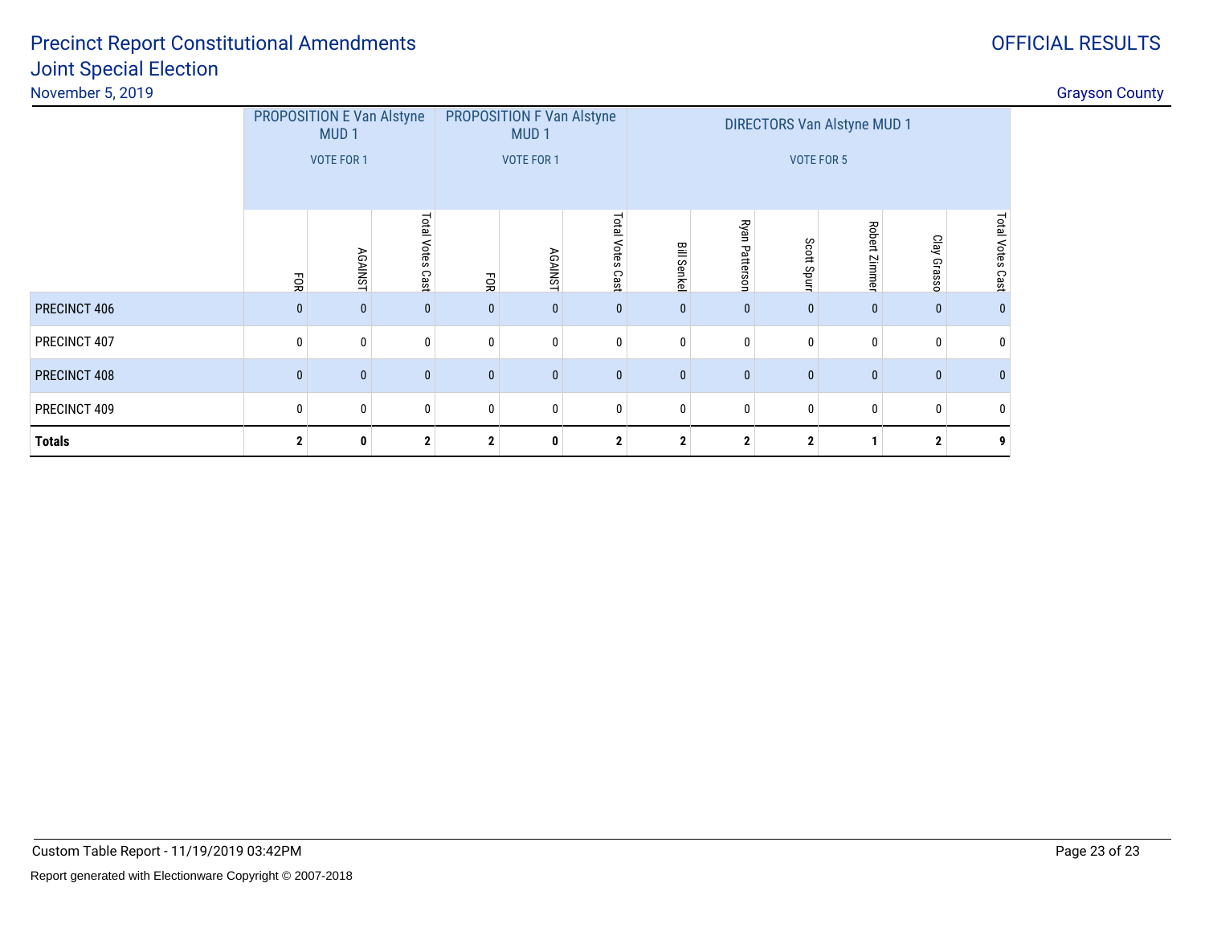# Precinct Report Constitutional Amendments
# Joint Special Election

November 5, 2019

OFFICIAL RESULTS

Grayson County

| | PROPOSITION E Van Alstyne MUD 1 VOTE FOR 1 | | | PROPOSITION F Van Alstyne MUD 1 VOTE FOR 1 | | | DIRECTORS Van Alstyne MUD 1 VOTE FOR 5 | | | | | |
|---|---|---|---|---|---|---|---|---|---|---|---|---|
| | FOR | AGAINST | Total Votes Cast | FOR | AGAINST | Total Votes Cast | Bill Senkel | Ryan Patterson | Scott Spurr | Robert Zimmer | Clay Grasso | Total Votes Cast |
| PRECINCT 406 | 0 | 0 | 0 | 0 | 0 | 0 | 0 | 0 | 0 | 0 | 0 | 0 |
| PRECINCT 407 | 0 | 0 | 0 | 0 | 0 | 0 | 0 | 0 | 0 | 0 | 0 | 0 |
| PRECINCT 408 | 0 | 0 | 0 | 0 | 0 | 0 | 0 | 0 | 0 | 0 | 0 | 0 |
| PRECINCT 409 | 0 | 0 | 0 | 0 | 0 | 0 | 0 | 0 | 0 | 0 | 0 | 0 |
| **Totals** | **2** | **0** | **2** | **2** | **0** | **2** | **2** | **2** | **2** | **1** | **2** | **9** |

Custom Table Report - 11/19/2019 03:42PM

Report generated with Electionware Copyright © 2007-2018